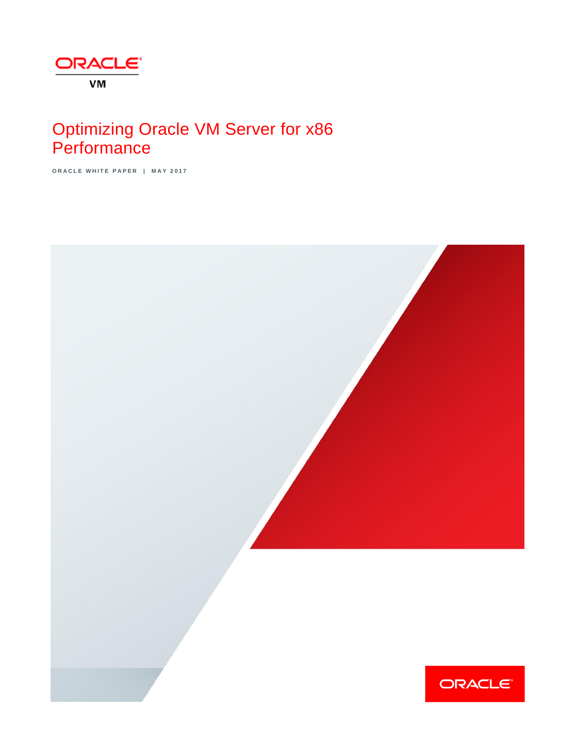ORACLE VM

# Optimizing Oracle VM Server for x86 Performance

ORACLE WHITE PAPER | MAY 2017

ORACLE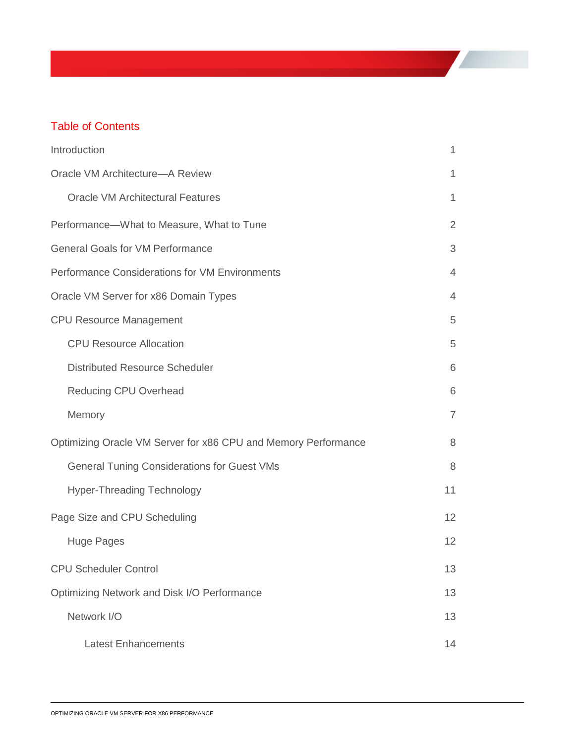## Table of Contents

| | |
|---|---|
| Introduction | 1 |
| Oracle VM Architecture—A Review | 1 |
| &nbsp;&nbsp;&nbsp;&nbsp;Oracle VM Architectural Features | 1 |
| Performance—What to Measure, What to Tune | 2 |
| General Goals for VM Performance | 3 |
| Performance Considerations for VM Environments | 4 |
| Oracle VM Server for x86 Domain Types | 4 |
| CPU Resource Management | 5 |
| &nbsp;&nbsp;&nbsp;&nbsp;CPU Resource Allocation | 5 |
| &nbsp;&nbsp;&nbsp;&nbsp;Distributed Resource Scheduler | 6 |
| &nbsp;&nbsp;&nbsp;&nbsp;Reducing CPU Overhead | 6 |
| &nbsp;&nbsp;&nbsp;&nbsp;Memory | 7 |
| Optimizing Oracle VM Server for x86 CPU and Memory Performance | 8 |
| &nbsp;&nbsp;&nbsp;&nbsp;General Tuning Considerations for Guest VMs | 8 |
| &nbsp;&nbsp;&nbsp;&nbsp;Hyper-Threading Technology | 11 |
| Page Size and CPU Scheduling | 12 |
| &nbsp;&nbsp;&nbsp;&nbsp;Huge Pages | 12 |
| CPU Scheduler Control | 13 |
| Optimizing Network and Disk I/O Performance | 13 |
| &nbsp;&nbsp;&nbsp;&nbsp;Network I/O | 13 |
| &nbsp;&nbsp;&nbsp;&nbsp;&nbsp;&nbsp;&nbsp;&nbsp;Latest Enhancements | 14 |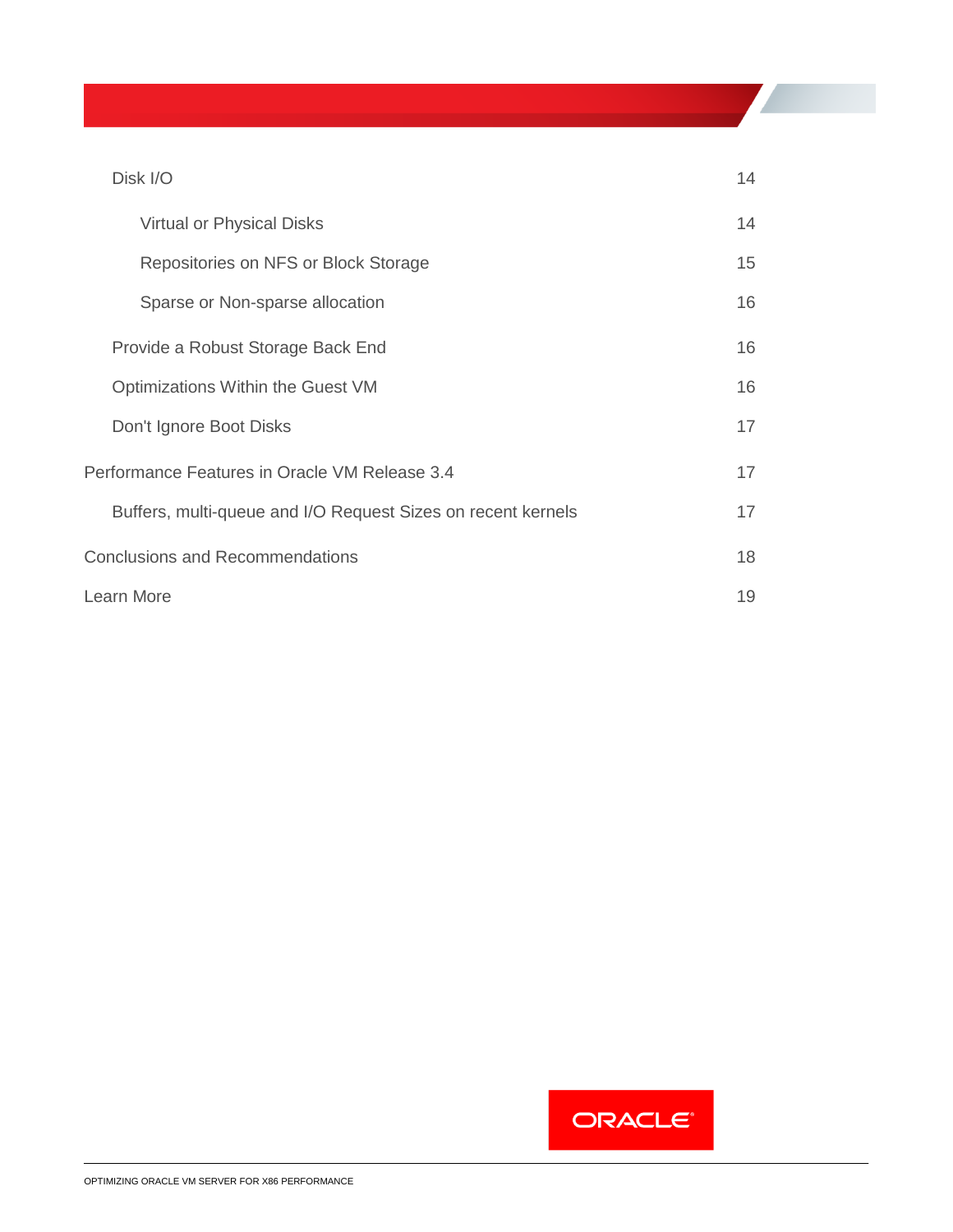| | |
|---|---|
| Disk I/O | 14 |
| Virtual or Physical Disks | 14 |
| Repositories on NFS or Block Storage | 15 |
| Sparse or Non-sparse allocation | 16 |
| Provide a Robust Storage Back End | 16 |
| Optimizations Within the Guest VM | 16 |
| Don't Ignore Boot Disks | 17 |
| Performance Features in Oracle VM Release 3.4 | 17 |
| Buffers, multi-queue and I/O Request Sizes on recent kernels | 17 |
| Conclusions and Recommendations | 18 |
| Learn More | 19 |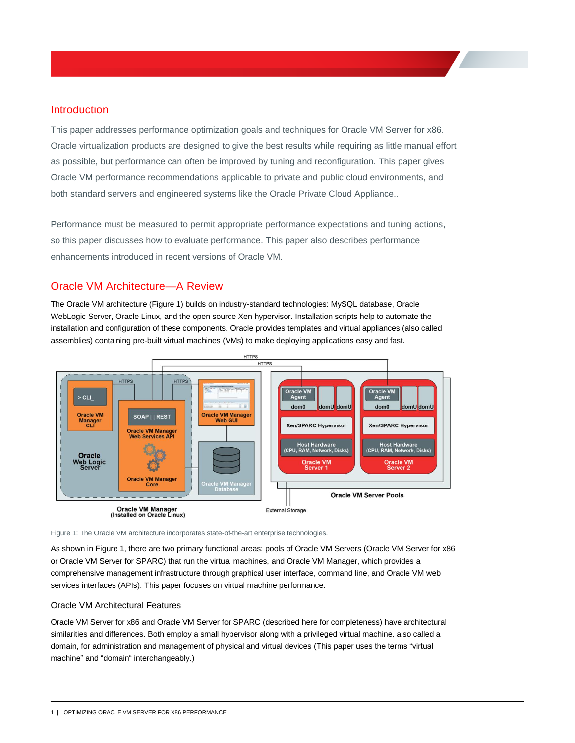## Introduction

This paper addresses performance optimization goals and techniques for Oracle VM Server for x86. Oracle virtualization products are designed to give the best results while requiring as little manual effort as possible, but performance can often be improved by tuning and reconfiguration. This paper gives Oracle VM performance recommendations applicable to private and public cloud environments, and both standard servers and engineered systems like the Oracle Private Cloud Appliance..

Performance must be measured to permit appropriate performance expectations and tuning actions, so this paper discusses how to evaluate performance. This paper also describes performance enhancements introduced in recent versions of Oracle VM.

## Oracle VM Architecture—A Review

The Oracle VM architecture (Figure 1) builds on industry-standard technologies: MySQL database, Oracle WebLogic Server, Oracle Linux, and the open source Xen hypervisor. Installation scripts help to automate the installation and configuration of these components. Oracle provides templates and virtual appliances (also called assemblies) containing pre-built virtual machines (VMs) to make deploying applications easy and fast.

Figure 1: The Oracle VM architecture incorporates state-of-the-art enterprise technologies.

As shown in Figure 1, there are two primary functional areas: pools of Oracle VM Servers (Oracle VM Server for x86 or Oracle VM Server for SPARC) that run the virtual machines, and Oracle VM Manager, which provides a comprehensive management infrastructure through graphical user interface, command line, and Oracle VM web services interfaces (APIs). This paper focuses on virtual machine performance.

### Oracle VM Architectural Features

Oracle VM Server for x86 and Oracle VM Server for SPARC (described here for completeness) have architectural similarities and differences. Both employ a small hypervisor along with a privileged virtual machine, also called a domain, for administration and management of physical and virtual devices (This paper uses the terms “virtual machine” and “domain“ interchangeably.)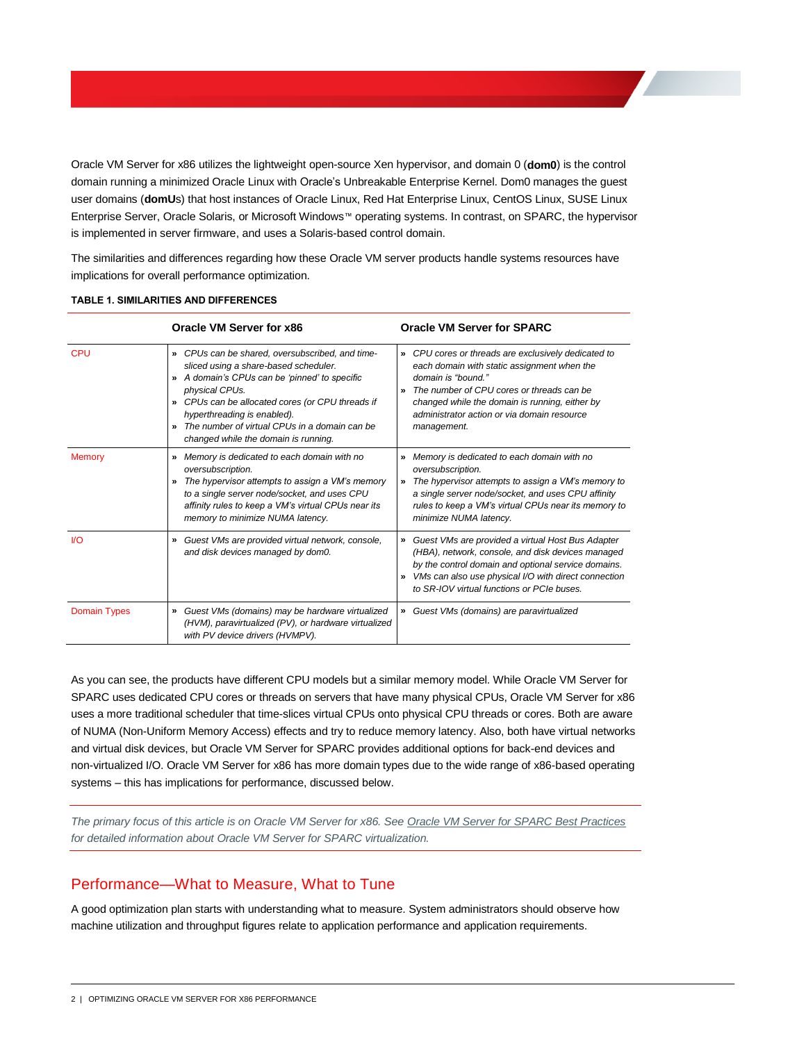Oracle VM Server for x86 utilizes the lightweight open-source Xen hypervisor, and domain 0 (**dom0**) is the control domain running a minimized Oracle Linux with Oracle's Unbreakable Enterprise Kernel. Dom0 manages the guest user domains (**domU**s) that host instances of Oracle Linux, Red Hat Enterprise Linux, CentOS Linux, SUSE Linux Enterprise Server, Oracle Solaris, or Microsoft Windows™ operating systems. In contrast, on SPARC, the hypervisor is implemented in server firmware, and uses a Solaris-based control domain.

The similarities and differences regarding how these Oracle VM server products handle systems resources have implications for overall performance optimization.

**TABLE 1. SIMILARITIES AND DIFFERENCES**

| | Oracle VM Server for x86 | Oracle VM Server for SPARC |
|---|---|---|
| CPU | » *CPUs can be shared, oversubscribed, and time-sliced using a share-based scheduler.*<br>» *A domain's CPUs can be 'pinned' to specific physical CPUs.*<br>» *CPUs can be allocated cores (or CPU threads if hyperthreading is enabled).*<br>» *The number of virtual CPUs in a domain can be changed while the domain is running.* | » *CPU cores or threads are exclusively dedicated to each domain with static assignment when the domain is "bound."*<br>» *The number of CPU cores or threads can be changed while the domain is running, either by administrator action or via domain resource management.* |
| Memory | » *Memory is dedicated to each domain with no oversubscription.*<br>» *The hypervisor attempts to assign a VM's memory to a single server node/socket, and uses CPU affinity rules to keep a VM's virtual CPUs near its memory to minimize NUMA latency.* | » *Memory is dedicated to each domain with no oversubscription.*<br>» *The hypervisor attempts to assign a VM's memory to a single server node/socket, and uses CPU affinity rules to keep a VM's virtual CPUs near its memory to minimize NUMA latency.* |
| I/O | » *Guest VMs are provided virtual network, console, and disk devices managed by dom0.* | » *Guest VMs are provided a virtual Host Bus Adapter (HBA), network, console, and disk devices managed by the control domain and optional service domains.*<br>» *VMs can also use physical I/O with direct connection to SR-IOV virtual functions or PCIe buses.* |
| Domain Types | » *Guest VMs (domains) may be hardware virtualized (HVM), paravirtualized (PV), or hardware virtualized with PV device drivers (HVMPV).* | » *Guest VMs (domains) are paravirtualized* |

As you can see, the products have different CPU models but a similar memory model. While Oracle VM Server for SPARC uses dedicated CPU cores or threads on servers that have many physical CPUs, Oracle VM Server for x86 uses a more traditional scheduler that time-slices virtual CPUs onto physical CPU threads or cores. Both are aware of NUMA (Non-Uniform Memory Access) effects and try to reduce memory latency. Also, both have virtual networks and virtual disk devices, but Oracle VM Server for SPARC provides additional options for back-end devices and non-virtualized I/O. Oracle VM Server for x86 has more domain types due to the wide range of x86-based operating systems – this has implications for performance, discussed below.

*The primary focus of this article is on Oracle VM Server for x86. See Oracle VM Server for SPARC Best Practices for detailed information about Oracle VM Server for SPARC virtualization.*

## Performance—What to Measure, What to Tune

A good optimization plan starts with understanding what to measure. System administrators should observe how machine utilization and throughput figures relate to application performance and application requirements.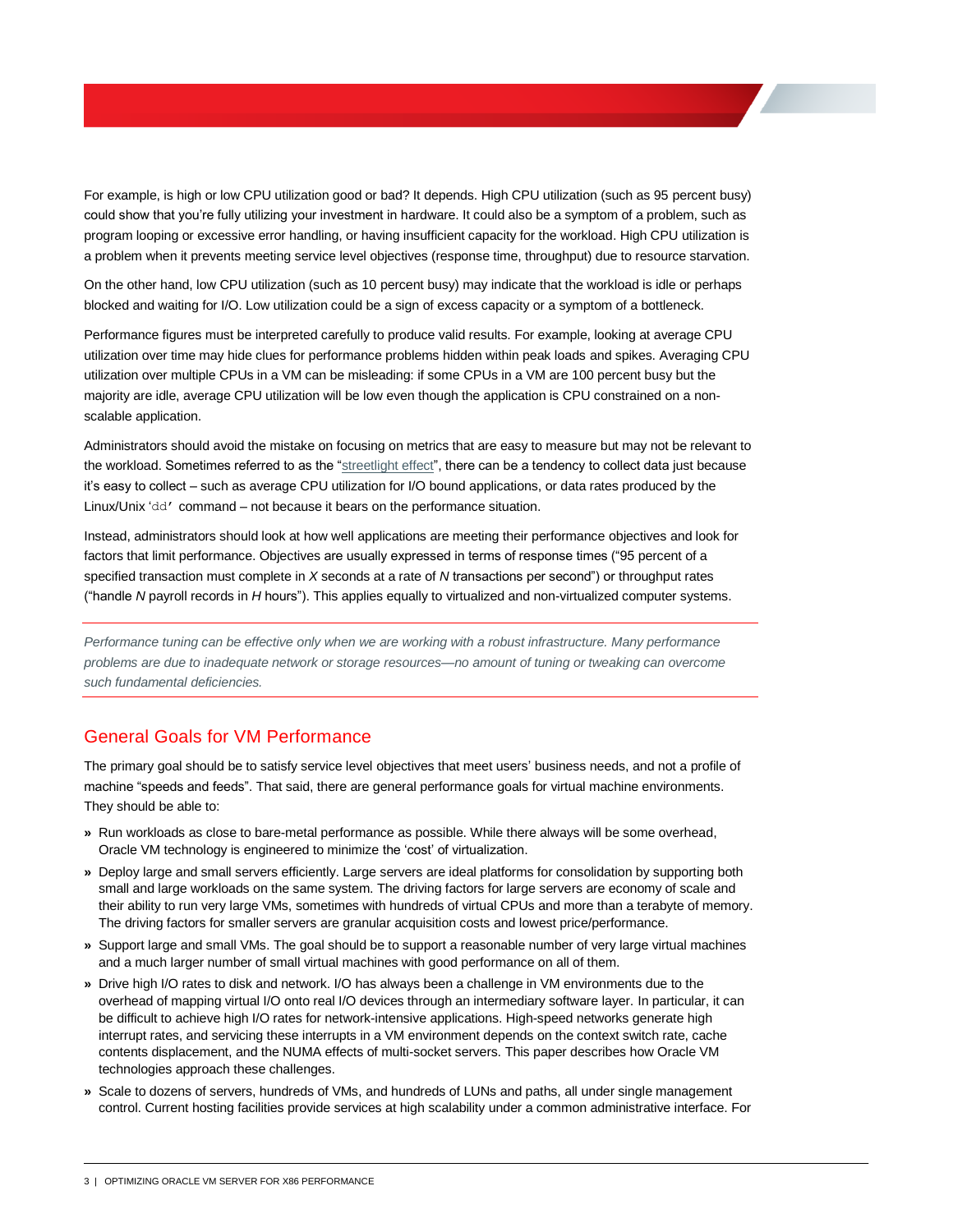For example, is high or low CPU utilization good or bad? It depends. High CPU utilization (such as 95 percent busy) could show that you're fully utilizing your investment in hardware. It could also be a symptom of a problem, such as program looping or excessive error handling, or having insufficient capacity for the workload. High CPU utilization is a problem when it prevents meeting service level objectives (response time, throughput) due to resource starvation.

On the other hand, low CPU utilization (such as 10 percent busy) may indicate that the workload is idle or perhaps blocked and waiting for I/O. Low utilization could be a sign of excess capacity or a symptom of a bottleneck.

Performance figures must be interpreted carefully to produce valid results. For example, looking at average CPU utilization over time may hide clues for performance problems hidden within peak loads and spikes. Averaging CPU utilization over multiple CPUs in a VM can be misleading: if some CPUs in a VM are 100 percent busy but the majority are idle, average CPU utilization will be low even though the application is CPU constrained on a non-scalable application.

Administrators should avoid the mistake on focusing on metrics that are easy to measure but may not be relevant to the workload. Sometimes referred to as the "streetlight effect", there can be a tendency to collect data just because it's easy to collect – such as average CPU utilization for I/O bound applications, or data rates produced by the Linux/Unix '`dd`' command – not because it bears on the performance situation.

Instead, administrators should look at how well applications are meeting their performance objectives and look for factors that limit performance. Objectives are usually expressed in terms of response times ("95 percent of a specified transaction must complete in *X* seconds at a rate of *N* transactions per second") or throughput rates ("handle *N* payroll records in *H* hours"). This applies equally to virtualized and non-virtualized computer systems.

---

*Performance tuning can be effective only when we are working with a robust infrastructure. Many performance problems are due to inadequate network or storage resources—no amount of tuning or tweaking can overcome such fundamental deficiencies.*

---

## General Goals for VM Performance

The primary goal should be to satisfy service level objectives that meet users' business needs, and not a profile of machine "speeds and feeds". That said, there are general performance goals for virtual machine environments. They should be able to:

» Run workloads as close to bare-metal performance as possible. While there always will be some overhead, Oracle VM technology is engineered to minimize the 'cost' of virtualization.

» Deploy large and small servers efficiently. Large servers are ideal platforms for consolidation by supporting both small and large workloads on the same system. The driving factors for large servers are economy of scale and their ability to run very large VMs, sometimes with hundreds of virtual CPUs and more than a terabyte of memory. The driving factors for smaller servers are granular acquisition costs and lowest price/performance.

» Support large and small VMs. The goal should be to support a reasonable number of very large virtual machines and a much larger number of small virtual machines with good performance on all of them.

» Drive high I/O rates to disk and network. I/O has always been a challenge in VM environments due to the overhead of mapping virtual I/O onto real I/O devices through an intermediary software layer. In particular, it can be difficult to achieve high I/O rates for network-intensive applications. High-speed networks generate high interrupt rates, and servicing these interrupts in a VM environment depends on the context switch rate, cache contents displacement, and the NUMA effects of multi-socket servers. This paper describes how Oracle VM technologies approach these challenges.

» Scale to dozens of servers, hundreds of VMs, and hundreds of LUNs and paths, all under single management control. Current hosting facilities provide services at high scalability under a common administrative interface. For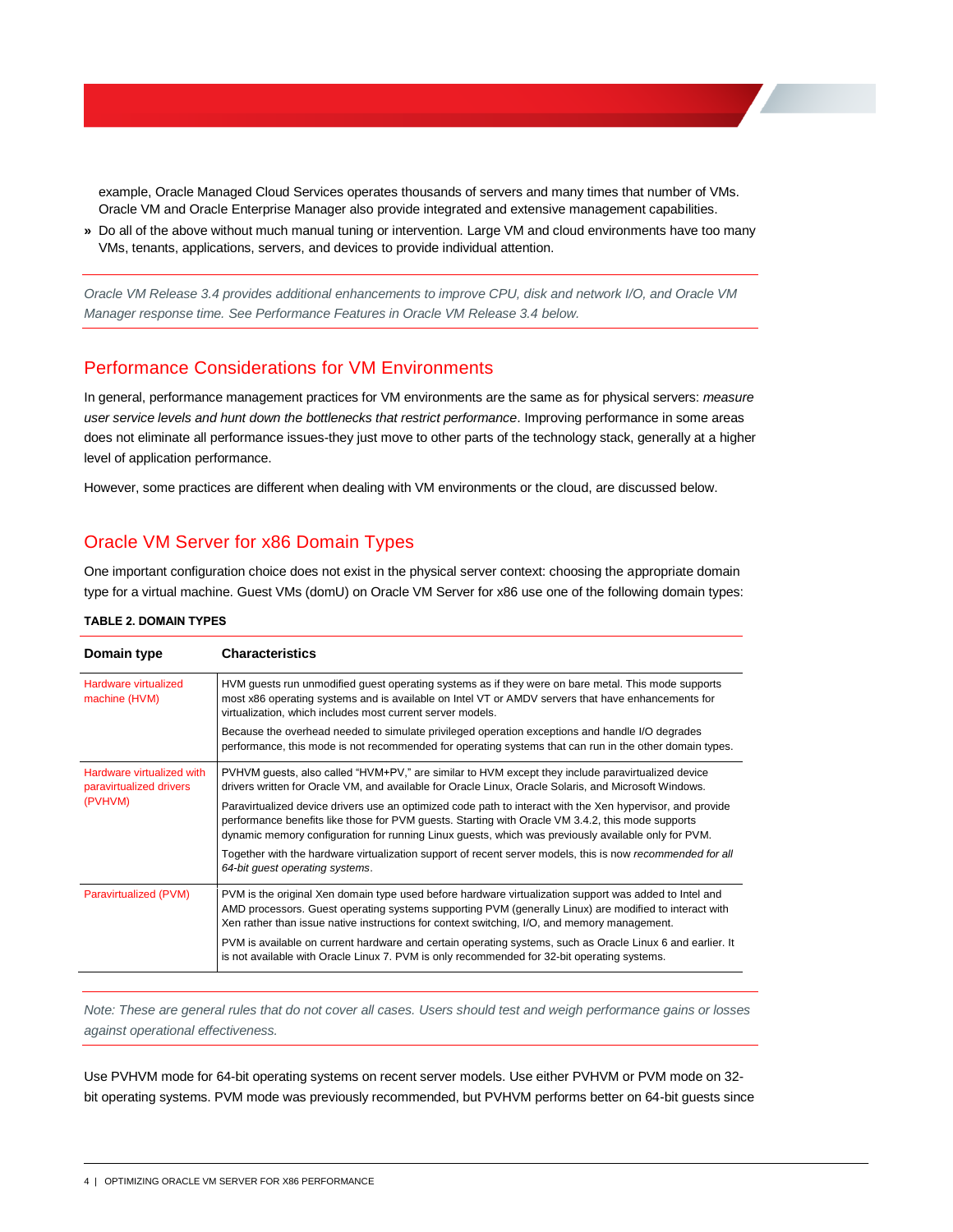example, Oracle Managed Cloud Services operates thousands of servers and many times that number of VMs. Oracle VM and Oracle Enterprise Manager also provide integrated and extensive management capabilities.

» Do all of the above without much manual tuning or intervention. Large VM and cloud environments have too many VMs, tenants, applications, servers, and devices to provide individual attention.

*Oracle VM Release 3.4 provides additional enhancements to improve CPU, disk and network I/O, and Oracle VM Manager response time. See Performance Features in Oracle VM Release 3.4 below.*

## Performance Considerations for VM Environments

In general, performance management practices for VM environments are the same as for physical servers: *measure user service levels and hunt down the bottlenecks that restrict performance*. Improving performance in some areas does not eliminate all performance issues-they just move to other parts of the technology stack, generally at a higher level of application performance.

However, some practices are different when dealing with VM environments or the cloud, are discussed below.

## Oracle VM Server for x86 Domain Types

One important configuration choice does not exist in the physical server context: choosing the appropriate domain type for a virtual machine. Guest VMs (domU) on Oracle VM Server for x86 use one of the following domain types:

**TABLE 2. DOMAIN TYPES**

| Domain type | Characteristics |
|---|---|
| Hardware virtualized machine (HVM) | HVM guests run unmodified guest operating systems as if they were on bare metal. This mode supports most x86 operating systems and is available on Intel VT or AMDV servers that have enhancements for virtualization, which includes most current server models.<br><br>Because the overhead needed to simulate privileged operation exceptions and handle I/O degrades performance, this mode is not recommended for operating systems that can run in the other domain types. |
| Hardware virtualized with paravirtualized drivers (PVHVM) | PVHVM guests, also called "HVM+PV," are similar to HVM except they include paravirtualized device drivers written for Oracle VM, and available for Oracle Linux, Oracle Solaris, and Microsoft Windows.<br><br>Paravirtualized device drivers use an optimized code path to interact with the Xen hypervisor, and provide performance benefits like those for PVM guests. Starting with Oracle VM 3.4.2, this mode supports dynamic memory configuration for running Linux guests, which was previously available only for PVM.<br><br>Together with the hardware virtualization support of recent server models, this is now *recommended for all 64-bit guest operating systems*. |
| Paravirtualized (PVM) | PVM is the original Xen domain type used before hardware virtualization support was added to Intel and AMD processors. Guest operating systems supporting PVM (generally Linux) are modified to interact with Xen rather than issue native instructions for context switching, I/O, and memory management.<br><br>PVM is available on current hardware and certain operating systems, such as Oracle Linux 6 and earlier. It is not available with Oracle Linux 7. PVM is only recommended for 32-bit operating systems. |

*Note: These are general rules that do not cover all cases. Users should test and weigh performance gains or losses against operational effectiveness.*

Use PVHVM mode for 64-bit operating systems on recent server models. Use either PVHVM or PVM mode on 32-bit operating systems. PVM mode was previously recommended, but PVHVM performs better on 64-bit guests since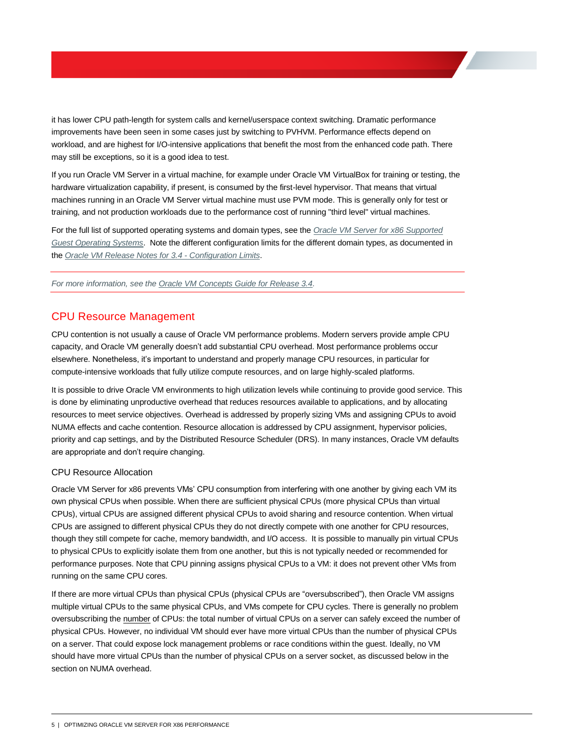it has lower CPU path-length for system calls and kernel/userspace context switching. Dramatic performance improvements have been seen in some cases just by switching to PVHVM. Performance effects depend on workload, and are highest for I/O-intensive applications that benefit the most from the enhanced code path. There may still be exceptions, so it is a good idea to test.

If you run Oracle VM Server in a virtual machine, for example under Oracle VM VirtualBox for training or testing, the hardware virtualization capability, if present, is consumed by the first-level hypervisor. That means that virtual machines running in an Oracle VM Server virtual machine must use PVM mode. This is generally only for test or training, and not production workloads due to the performance cost of running "third level" virtual machines.

For the full list of supported operating systems and domain types, see the *Oracle VM Server for x86 Supported Guest Operating Systems*. Note the different configuration limits for the different domain types, as documented in the *Oracle VM Release Notes for 3.4 - Configuration Limits*.

---

*For more information, see the Oracle VM Concepts Guide for Release 3.4.*

---

## CPU Resource Management

CPU contention is not usually a cause of Oracle VM performance problems. Modern servers provide ample CPU capacity, and Oracle VM generally doesn't add substantial CPU overhead. Most performance problems occur elsewhere. Nonetheless, it's important to understand and properly manage CPU resources, in particular for compute-intensive workloads that fully utilize compute resources, and on large highly-scaled platforms.

It is possible to drive Oracle VM environments to high utilization levels while continuing to provide good service. This is done by eliminating unproductive overhead that reduces resources available to applications, and by allocating resources to meet service objectives. Overhead is addressed by properly sizing VMs and assigning CPUs to avoid NUMA effects and cache contention. Resource allocation is addressed by CPU assignment, hypervisor policies, priority and cap settings, and by the Distributed Resource Scheduler (DRS). In many instances, Oracle VM defaults are appropriate and don't require changing.

### CPU Resource Allocation

Oracle VM Server for x86 prevents VMs' CPU consumption from interfering with one another by giving each VM its own physical CPUs when possible. When there are sufficient physical CPUs (more physical CPUs than virtual CPUs), virtual CPUs are assigned different physical CPUs to avoid sharing and resource contention. When virtual CPUs are assigned to different physical CPUs they do not directly compete with one another for CPU resources, though they still compete for cache, memory bandwidth, and I/O access. It is possible to manually pin virtual CPUs to physical CPUs to explicitly isolate them from one another, but this is not typically needed or recommended for performance purposes. Note that CPU pinning assigns physical CPUs to a VM: it does not prevent other VMs from running on the same CPU cores.

If there are more virtual CPUs than physical CPUs (physical CPUs are "oversubscribed"), then Oracle VM assigns multiple virtual CPUs to the same physical CPUs, and VMs compete for CPU cycles. There is generally no problem oversubscribing the number of CPUs: the total number of virtual CPUs on a server can safely exceed the number of physical CPUs. However, no individual VM should ever have more virtual CPUs than the number of physical CPUs on a server. That could expose lock management problems or race conditions within the guest. Ideally, no VM should have more virtual CPUs than the number of physical CPUs on a server socket, as discussed below in the section on NUMA overhead.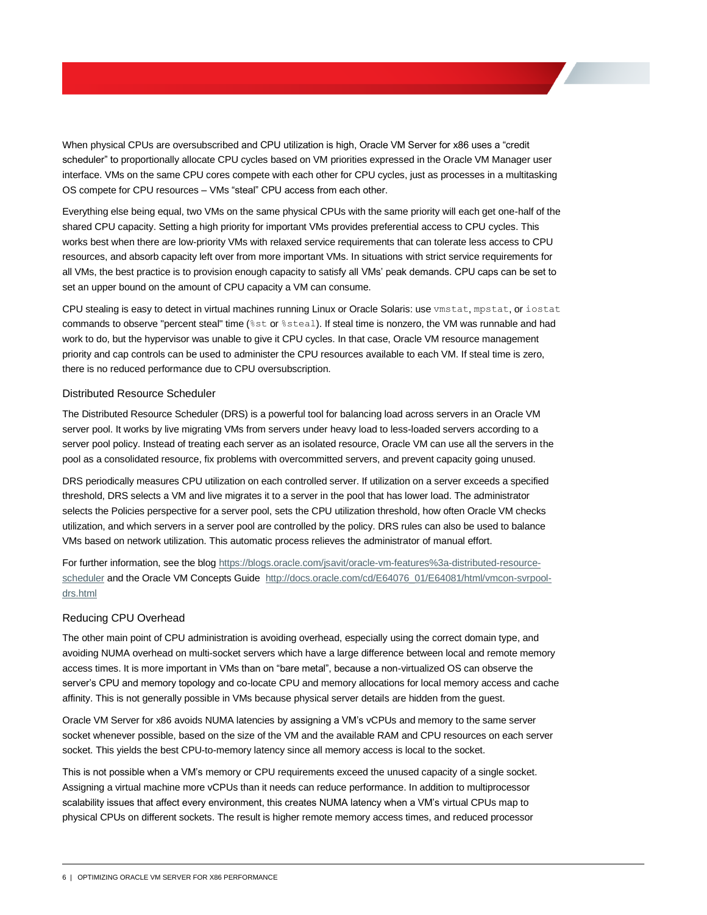When physical CPUs are oversubscribed and CPU utilization is high, Oracle VM Server for x86 uses a “credit scheduler” to proportionally allocate CPU cycles based on VM priorities expressed in the Oracle VM Manager user interface. VMs on the same CPU cores compete with each other for CPU cycles, just as processes in a multitasking OS compete for CPU resources – VMs “steal” CPU access from each other.

Everything else being equal, two VMs on the same physical CPUs with the same priority will each get one-half of the shared CPU capacity. Setting a high priority for important VMs provides preferential access to CPU cycles. This works best when there are low-priority VMs with relaxed service requirements that can tolerate less access to CPU resources, and absorb capacity left over from more important VMs. In situations with strict service requirements for all VMs, the best practice is to provision enough capacity to satisfy all VMs' peak demands. CPU caps can be set to set an upper bound on the amount of CPU capacity a VM can consume.

CPU stealing is easy to detect in virtual machines running Linux or Oracle Solaris: use `vmstat`, `mpstat`, or `iostat` commands to observe "percent steal" time (`%st` or `%steal`). If steal time is nonzero, the VM was runnable and had work to do, but the hypervisor was unable to give it CPU cycles. In that case, Oracle VM resource management priority and cap controls can be used to administer the CPU resources available to each VM. If steal time is zero, there is no reduced performance due to CPU oversubscription.

### Distributed Resource Scheduler

The Distributed Resource Scheduler (DRS) is a powerful tool for balancing load across servers in an Oracle VM server pool. It works by live migrating VMs from servers under heavy load to less-loaded servers according to a server pool policy. Instead of treating each server as an isolated resource, Oracle VM can use all the servers in the pool as a consolidated resource, fix problems with overcommitted servers, and prevent capacity going unused.

DRS periodically measures CPU utilization on each controlled server. If utilization on a server exceeds a specified threshold, DRS selects a VM and live migrates it to a server in the pool that has lower load. The administrator selects the Policies perspective for a server pool, sets the CPU utilization threshold, how often Oracle VM checks utilization, and which servers in a server pool are controlled by the policy. DRS rules can also be used to balance VMs based on network utilization. This automatic process relieves the administrator of manual effort.

For further information, see the blog https://blogs.oracle.com/jsavit/oracle-vm-features%3a-distributed-resource-scheduler and the Oracle VM Concepts Guide http://docs.oracle.com/cd/E64076_01/E64081/html/vmcon-svrpool-drs.html

### Reducing CPU Overhead

The other main point of CPU administration is avoiding overhead, especially using the correct domain type, and avoiding NUMA overhead on multi-socket servers which have a large difference between local and remote memory access times. It is more important in VMs than on “bare metal”, because a non-virtualized OS can observe the server's CPU and memory topology and co-locate CPU and memory allocations for local memory access and cache affinity. This is not generally possible in VMs because physical server details are hidden from the guest.

Oracle VM Server for x86 avoids NUMA latencies by assigning a VM's vCPUs and memory to the same server socket whenever possible, based on the size of the VM and the available RAM and CPU resources on each server socket. This yields the best CPU-to-memory latency since all memory access is local to the socket.

This is not possible when a VM's memory or CPU requirements exceed the unused capacity of a single socket. Assigning a virtual machine more vCPUs than it needs can reduce performance. In addition to multiprocessor scalability issues that affect every environment, this creates NUMA latency when a VM's virtual CPUs map to physical CPUs on different sockets. The result is higher remote memory access times, and reduced processor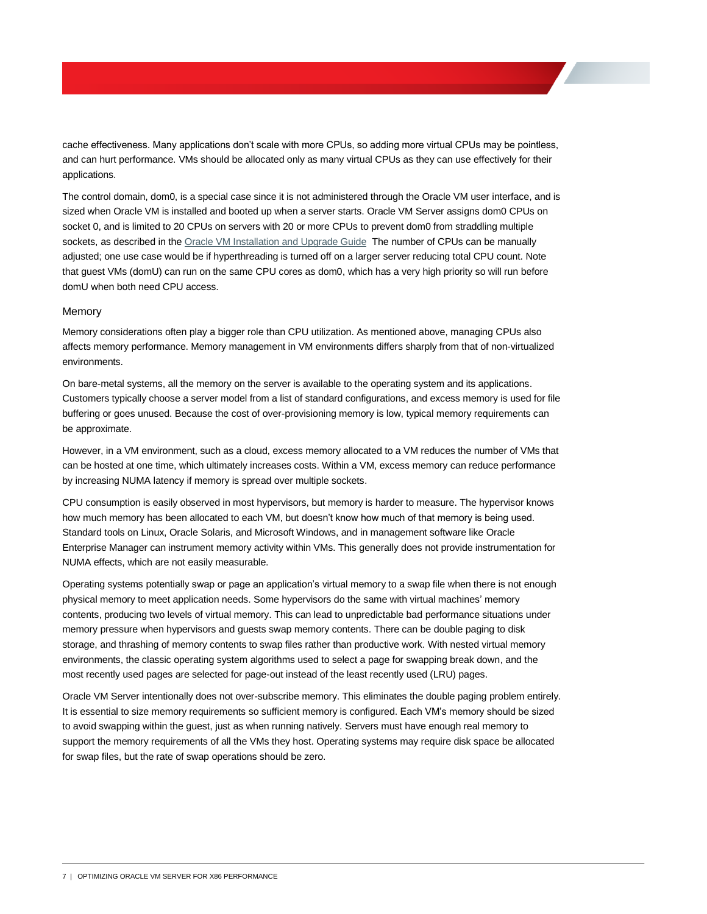cache effectiveness. Many applications don't scale with more CPUs, so adding more virtual CPUs may be pointless, and can hurt performance. VMs should be allocated only as many virtual CPUs as they can use effectively for their applications.

The control domain, dom0, is a special case since it is not administered through the Oracle VM user interface, and is sized when Oracle VM is installed and booted up when a server starts. Oracle VM Server assigns dom0 CPUs on socket 0, and is limited to 20 CPUs on servers with 20 or more CPUs to prevent dom0 from straddling multiple sockets, as described in the Oracle VM Installation and Upgrade Guide The number of CPUs can be manually adjusted; one use case would be if hyperthreading is turned off on a larger server reducing total CPU count. Note that guest VMs (domU) can run on the same CPU cores as dom0, which has a very high priority so will run before domU when both need CPU access.

### Memory

Memory considerations often play a bigger role than CPU utilization. As mentioned above, managing CPUs also affects memory performance. Memory management in VM environments differs sharply from that of non-virtualized environments.

On bare-metal systems, all the memory on the server is available to the operating system and its applications. Customers typically choose a server model from a list of standard configurations, and excess memory is used for file buffering or goes unused. Because the cost of over-provisioning memory is low, typical memory requirements can be approximate.

However, in a VM environment, such as a cloud, excess memory allocated to a VM reduces the number of VMs that can be hosted at one time, which ultimately increases costs. Within a VM, excess memory can reduce performance by increasing NUMA latency if memory is spread over multiple sockets.

CPU consumption is easily observed in most hypervisors, but memory is harder to measure. The hypervisor knows how much memory has been allocated to each VM, but doesn't know how much of that memory is being used. Standard tools on Linux, Oracle Solaris, and Microsoft Windows, and in management software like Oracle Enterprise Manager can instrument memory activity within VMs. This generally does not provide instrumentation for NUMA effects, which are not easily measurable.

Operating systems potentially swap or page an application's virtual memory to a swap file when there is not enough physical memory to meet application needs. Some hypervisors do the same with virtual machines' memory contents, producing two levels of virtual memory. This can lead to unpredictable bad performance situations under memory pressure when hypervisors and guests swap memory contents. There can be double paging to disk storage, and thrashing of memory contents to swap files rather than productive work. With nested virtual memory environments, the classic operating system algorithms used to select a page for swapping break down, and the most recently used pages are selected for page-out instead of the least recently used (LRU) pages.

Oracle VM Server intentionally does not over-subscribe memory. This eliminates the double paging problem entirely. It is essential to size memory requirements so sufficient memory is configured. Each VM's memory should be sized to avoid swapping within the guest, just as when running natively. Servers must have enough real memory to support the memory requirements of all the VMs they host. Operating systems may require disk space be allocated for swap files, but the rate of swap operations should be zero.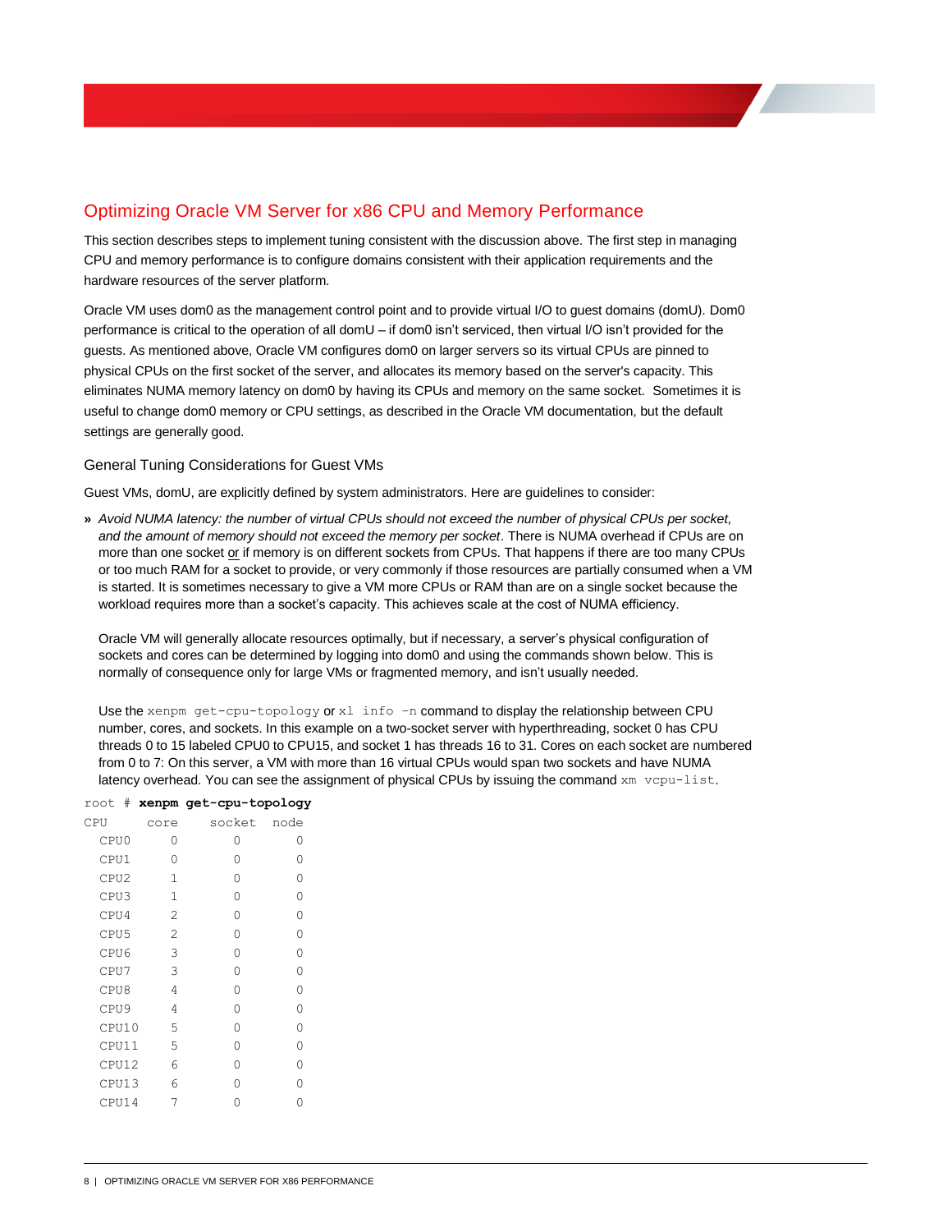## Optimizing Oracle VM Server for x86 CPU and Memory Performance

This section describes steps to implement tuning consistent with the discussion above. The first step in managing CPU and memory performance is to configure domains consistent with their application requirements and the hardware resources of the server platform.

Oracle VM uses dom0 as the management control point and to provide virtual I/O to guest domains (domU). Dom0 performance is critical to the operation of all domU – if dom0 isn't serviced, then virtual I/O isn't provided for the guests. As mentioned above, Oracle VM configures dom0 on larger servers so its virtual CPUs are pinned to physical CPUs on the first socket of the server, and allocates its memory based on the server's capacity. This eliminates NUMA memory latency on dom0 by having its CPUs and memory on the same socket. Sometimes it is useful to change dom0 memory or CPU settings, as described in the Oracle VM documentation, but the default settings are generally good.

### General Tuning Considerations for Guest VMs

Guest VMs, domU, are explicitly defined by system administrators. Here are guidelines to consider:

- *Avoid NUMA latency: the number of virtual CPUs should not exceed the number of physical CPUs per socket, and the amount of memory should not exceed the memory per socket*. There is NUMA overhead if CPUs are on more than one socket or if memory is on different sockets from CPUs. That happens if there are too many CPUs or too much RAM for a socket to provide, or very commonly if those resources are partially consumed when a VM is started. It is sometimes necessary to give a VM more CPUs or RAM than are on a single socket because the workload requires more than a socket's capacity. This achieves scale at the cost of NUMA efficiency.

  Oracle VM will generally allocate resources optimally, but if necessary, a server's physical configuration of sockets and cores can be determined by logging into dom0 and using the commands shown below. This is normally of consequence only for large VMs or fragmented memory, and isn't usually needed.

  Use the `xenpm get-cpu-topology` or `xl info -n` command to display the relationship between CPU number, cores, and sockets. In this example on a two-socket server with hyperthreading, socket 0 has CPU threads 0 to 15 labeled CPU0 to CPU15, and socket 1 has threads 16 to 31. Cores on each socket are numbered from 0 to 7: On this server, a VM with more than 16 virtual CPUs would span two sockets and have NUMA latency overhead. You can see the assignment of physical CPUs by issuing the command `xm vcpu-list`.

```
root # xenpm get-cpu-topology
CPU     core    socket  node
  CPU0     0       0       0
  CPU1     0       0       0
  CPU2     1       0       0
  CPU3     1       0       0
  CPU4     2       0       0
  CPU5     2       0       0
  CPU6     3       0       0
  CPU7     3       0       0
  CPU8     4       0       0
  CPU9     4       0       0
  CPU10    5       0       0
  CPU11    5       0       0
  CPU12    6       0       0
  CPU13    6       0       0
  CPU14    7       0       0
```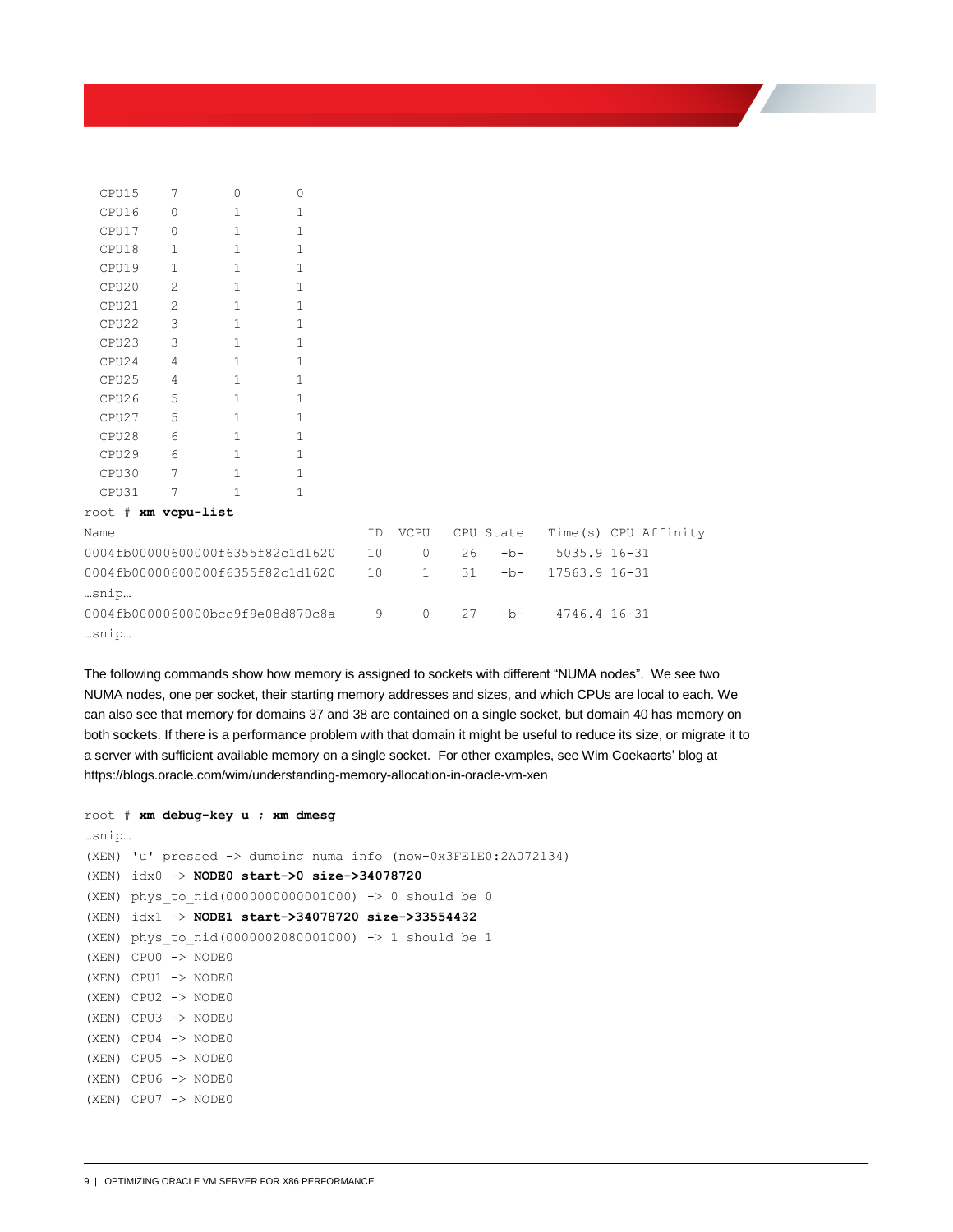```
  CPU15    7        0        0
  CPU16    0        1        1
  CPU17    0        1        1
  CPU18    1        1        1
  CPU19    1        1        1
  CPU20    2        1        1
  CPU21    2        1        1
  CPU22    3        1        1
  CPU23    3        1        1
  CPU24    4        1        1
  CPU25    4        1        1
  CPU26    5        1        1
  CPU27    5        1        1
  CPU28    6        1        1
  CPU29    6        1        1
  CPU30    7        1        1
  CPU31    7        1        1
root # xm vcpu-list
Name                                ID  VCPU   CPU State   Time(s) CPU Affinity
0004fb00000600000f6355f82c1d1620    10     0    26   -b-     5035.9 16-31
0004fb00000600000f6355f82c1d1620    10     1    31   -b-    17563.9 16-31
…snip…
0004fb0000060000bcc9f9e08d870c8a     9     0    27   -b-     4746.4 16-31
…snip…
```

The following commands show how memory is assigned to sockets with different "NUMA nodes". We see two NUMA nodes, one per socket, their starting memory addresses and sizes, and which CPUs are local to each. We can also see that memory for domains 37 and 38 are contained on a single socket, but domain 40 has memory on both sockets. If there is a performance problem with that domain it might be useful to reduce its size, or migrate it to a server with sufficient available memory on a single socket. For other examples, see Wim Coekaerts' blog at https://blogs.oracle.com/wim/understanding-memory-allocation-in-oracle-vm-xen

```
root # xm debug-key u ; xm dmesg
…snip…
(XEN) 'u' pressed -> dumping numa info (now-0x3FE1E0:2A072134)
(XEN) idx0 -> NODE0 start->0 size->34078720
(XEN) phys_to_nid(0000000000001000) -> 0 should be 0
(XEN) idx1 -> NODE1 start->34078720 size->33554432
(XEN) phys_to_nid(0000002080001000) -> 1 should be 1
(XEN) CPU0 -> NODE0
(XEN) CPU1 -> NODE0
(XEN) CPU2 -> NODE0
(XEN) CPU3 -> NODE0
(XEN) CPU4 -> NODE0
(XEN) CPU5 -> NODE0
(XEN) CPU6 -> NODE0
(XEN) CPU7 -> NODE0
```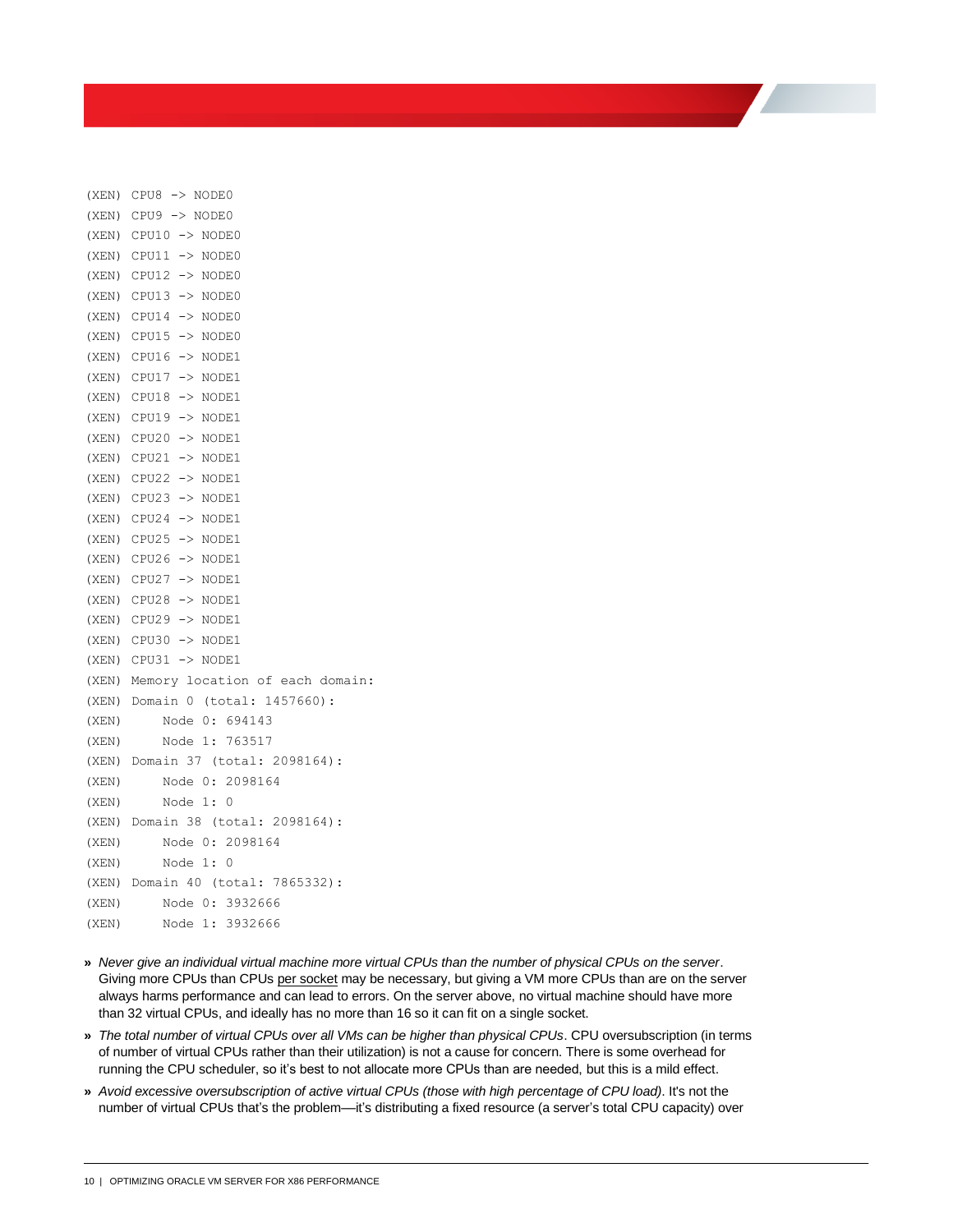```
(XEN) CPU8 -> NODE0
(XEN) CPU9 -> NODE0
(XEN) CPU10 -> NODE0
(XEN) CPU11 -> NODE0
(XEN) CPU12 -> NODE0
(XEN) CPU13 -> NODE0
(XEN) CPU14 -> NODE0
(XEN) CPU15 -> NODE0
(XEN) CPU16 -> NODE1
(XEN) CPU17 -> NODE1
(XEN) CPU18 -> NODE1
(XEN) CPU19 -> NODE1
(XEN) CPU20 -> NODE1
(XEN) CPU21 -> NODE1
(XEN) CPU22 -> NODE1
(XEN) CPU23 -> NODE1
(XEN) CPU24 -> NODE1
(XEN) CPU25 -> NODE1
(XEN) CPU26 -> NODE1
(XEN) CPU27 -> NODE1
(XEN) CPU28 -> NODE1
(XEN) CPU29 -> NODE1
(XEN) CPU30 -> NODE1
(XEN) CPU31 -> NODE1
(XEN) Memory location of each domain:
(XEN) Domain 0 (total: 1457660):
(XEN)     Node 0: 694143
(XEN)     Node 1: 763517
(XEN) Domain 37 (total: 2098164):
(XEN)     Node 0: 2098164
(XEN)     Node 1: 0
(XEN) Domain 38 (total: 2098164):
(XEN)     Node 0: 2098164
(XEN)     Node 1: 0
(XEN) Domain 40 (total: 7865332):
(XEN)     Node 0: 3932666
(XEN)     Node 1: 3932666
```

- *Never give an individual virtual machine more virtual CPUs than the number of physical CPUs on the server*. Giving more CPUs than CPUs per socket may be necessary, but giving a VM more CPUs than are on the server always harms performance and can lead to errors. On the server above, no virtual machine should have more than 32 virtual CPUs, and ideally has no more than 16 so it can fit on a single socket.
- *The total number of virtual CPUs over all VMs can be higher than physical CPUs*. CPU oversubscription (in terms of number of virtual CPUs rather than their utilization) is not a cause for concern. There is some overhead for running the CPU scheduler, so it's best to not allocate more CPUs than are needed, but this is a mild effect.
- *Avoid excessive oversubscription of active virtual CPUs (those with high percentage of CPU load)*. It's not the number of virtual CPUs that's the problem—it's distributing a fixed resource (a server's total CPU capacity) over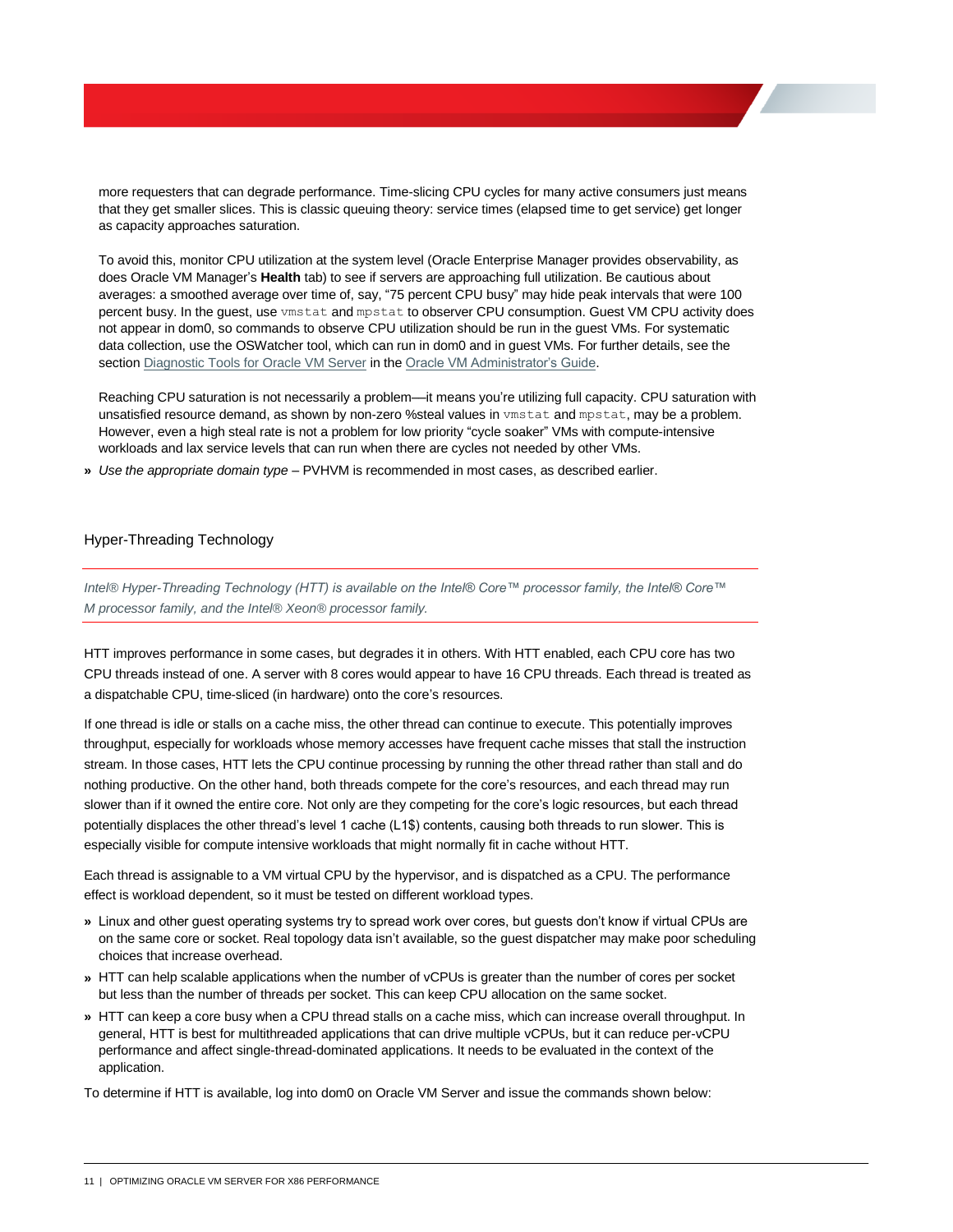more requesters that can degrade performance. Time-slicing CPU cycles for many active consumers just means that they get smaller slices. This is classic queuing theory: service times (elapsed time to get service) get longer as capacity approaches saturation.

To avoid this, monitor CPU utilization at the system level (Oracle Enterprise Manager provides observability, as does Oracle VM Manager's **Health** tab) to see if servers are approaching full utilization. Be cautious about averages: a smoothed average over time of, say, "75 percent CPU busy" may hide peak intervals that were 100 percent busy. In the guest, use `vmstat` and `mpstat` to observer CPU consumption. Guest VM CPU activity does not appear in dom0, so commands to observe CPU utilization should be run in the guest VMs. For systematic data collection, use the OSWatcher tool, which can run in dom0 and in guest VMs. For further details, see the section Diagnostic Tools for Oracle VM Server in the Oracle VM Administrator's Guide.

Reaching CPU saturation is not necessarily a problem—it means you're utilizing full capacity. CPU saturation with unsatisfied resource demand, as shown by non-zero %steal values in `vmstat` and `mpstat`, may be a problem. However, even a high steal rate is not a problem for low priority "cycle soaker" VMs with compute-intensive workloads and lax service levels that can run when there are cycles not needed by other VMs.

» *Use the appropriate domain type* – PVHVM is recommended in most cases, as described earlier.

## Hyper-Threading Technology

*Intel® Hyper-Threading Technology (HTT) is available on the Intel® Core™ processor family, the Intel® Core™ M processor family, and the Intel® Xeon® processor family.*

HTT improves performance in some cases, but degrades it in others. With HTT enabled, each CPU core has two CPU threads instead of one. A server with 8 cores would appear to have 16 CPU threads. Each thread is treated as a dispatchable CPU, time-sliced (in hardware) onto the core's resources.

If one thread is idle or stalls on a cache miss, the other thread can continue to execute. This potentially improves throughput, especially for workloads whose memory accesses have frequent cache misses that stall the instruction stream. In those cases, HTT lets the CPU continue processing by running the other thread rather than stall and do nothing productive. On the other hand, both threads compete for the core's resources, and each thread may run slower than if it owned the entire core. Not only are they competing for the core's logic resources, but each thread potentially displaces the other thread's level 1 cache (L1$) contents, causing both threads to run slower. This is especially visible for compute intensive workloads that might normally fit in cache without HTT.

Each thread is assignable to a VM virtual CPU by the hypervisor, and is dispatched as a CPU. The performance effect is workload dependent, so it must be tested on different workload types.

» Linux and other guest operating systems try to spread work over cores, but guests don't know if virtual CPUs are on the same core or socket. Real topology data isn't available, so the guest dispatcher may make poor scheduling choices that increase overhead.

» HTT can help scalable applications when the number of vCPUs is greater than the number of cores per socket but less than the number of threads per socket. This can keep CPU allocation on the same socket.

» HTT can keep a core busy when a CPU thread stalls on a cache miss, which can increase overall throughput. In general, HTT is best for multithreaded applications that can drive multiple vCPUs, but it can reduce per-vCPU performance and affect single-thread-dominated applications. It needs to be evaluated in the context of the application.

To determine if HTT is available, log into dom0 on Oracle VM Server and issue the commands shown below: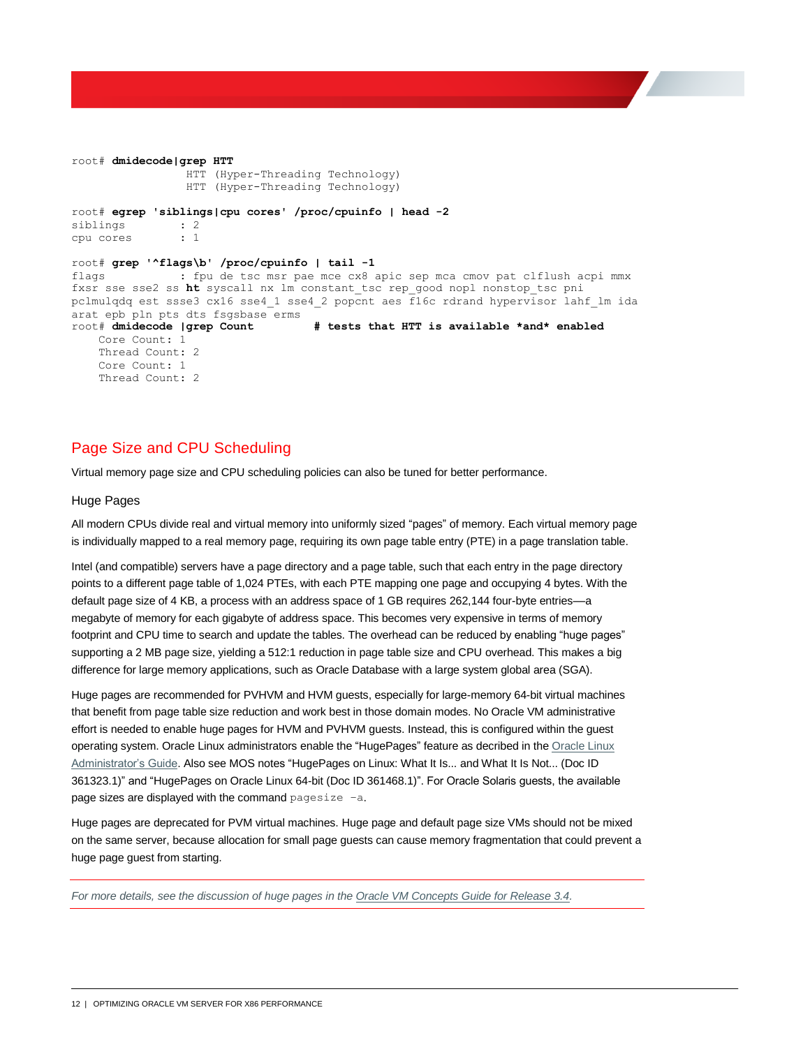```
root# dmidecode|grep HTT
                HTT (Hyper-Threading Technology)
                HTT (Hyper-Threading Technology)

root# egrep 'siblings|cpu cores' /proc/cpuinfo | head -2
siblings        : 2
cpu cores       : 1

root# grep '^flags\b' /proc/cpuinfo | tail -1
flags           : fpu de tsc msr pae mce cx8 apic sep mca cmov pat clflush acpi mmx
fxsr sse sse2 ss ht syscall nx lm constant_tsc rep_good nopl nonstop_tsc pni
pclmulqdq est ssse3 cx16 sse4_1 sse4_2 popcnt aes f16c rdrand hypervisor lahf_lm ida
arat epb pln pts dts fsgsbase erms
root# dmidecode |grep Count          # tests that HTT is available *and* enabled
    Core Count: 1
    Thread Count: 2
    Core Count: 1
    Thread Count: 2
```

## Page Size and CPU Scheduling

Virtual memory page size and CPU scheduling policies can also be tuned for better performance.

### Huge Pages

All modern CPUs divide real and virtual memory into uniformly sized “pages” of memory. Each virtual memory page is individually mapped to a real memory page, requiring its own page table entry (PTE) in a page translation table.

Intel (and compatible) servers have a page directory and a page table, such that each entry in the page directory points to a different page table of 1,024 PTEs, with each PTE mapping one page and occupying 4 bytes. With the default page size of 4 KB, a process with an address space of 1 GB requires 262,144 four-byte entries—a megabyte of memory for each gigabyte of address space. This becomes very expensive in terms of memory footprint and CPU time to search and update the tables. The overhead can be reduced by enabling “huge pages” supporting a 2 MB page size, yielding a 512:1 reduction in page table size and CPU overhead. This makes a big difference for large memory applications, such as Oracle Database with a large system global area (SGA).

Huge pages are recommended for PVHVM and HVM guests, especially for large-memory 64-bit virtual machines that benefit from page table size reduction and work best in those domain modes. No Oracle VM administrative effort is needed to enable huge pages for HVM and PVHVM guests. Instead, this is configured within the guest operating system. Oracle Linux administrators enable the “HugePages” feature as decribed in the Oracle Linux Administrator’s Guide. Also see MOS notes “HugePages on Linux: What It Is... and What It Is Not... (Doc ID 361323.1)” and “HugePages on Oracle Linux 64-bit (Doc ID 361468.1)”. For Oracle Solaris guests, the available page sizes are displayed with the command `pagesize -a`.

Huge pages are deprecated for PVM virtual machines. Huge page and default page size VMs should not be mixed on the same server, because allocation for small page guests can cause memory fragmentation that could prevent a huge page guest from starting.

*For more details, see the discussion of huge pages in the Oracle VM Concepts Guide for Release 3.4.*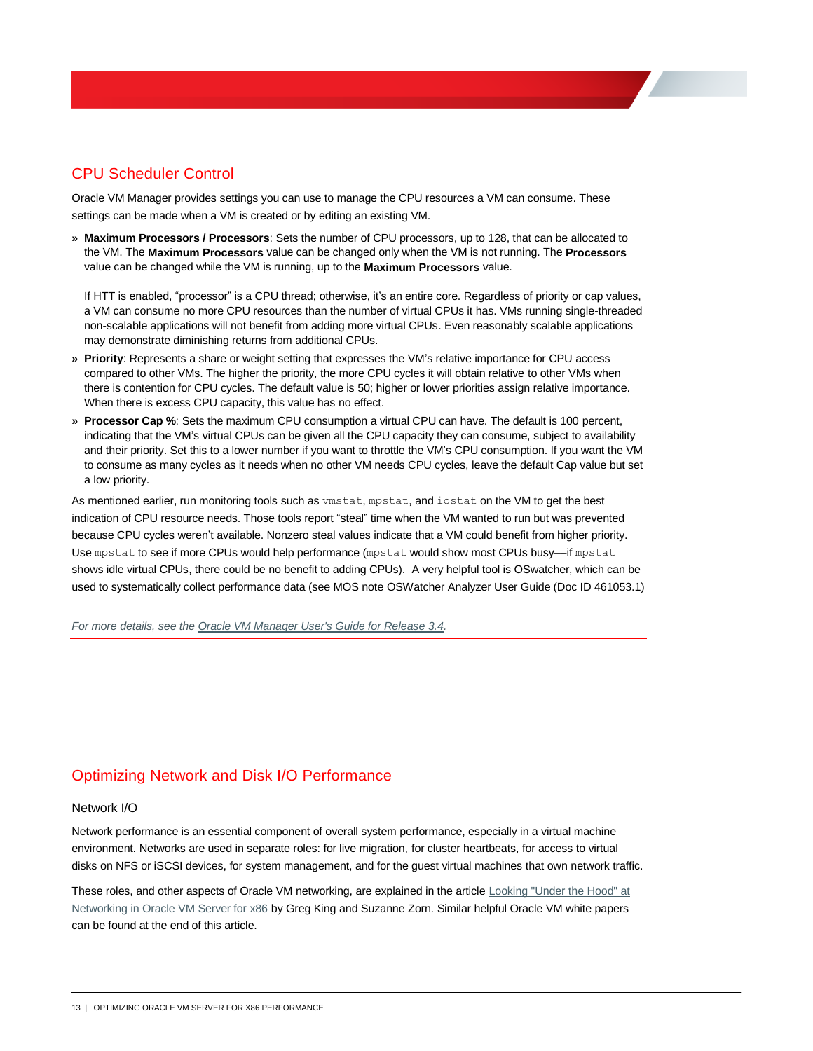## CPU Scheduler Control

Oracle VM Manager provides settings you can use to manage the CPU resources a VM can consume. These settings can be made when a VM is created or by editing an existing VM.

- **Maximum Processors / Processors**: Sets the number of CPU processors, up to 128, that can be allocated to the VM. The **Maximum Processors** value can be changed only when the VM is not running. The **Processors** value can be changed while the VM is running, up to the **Maximum Processors** value.

  If HTT is enabled, "processor" is a CPU thread; otherwise, it's an entire core. Regardless of priority or cap values, a VM can consume no more CPU resources than the number of virtual CPUs it has. VMs running single-threaded non-scalable applications will not benefit from adding more virtual CPUs. Even reasonably scalable applications may demonstrate diminishing returns from additional CPUs.
- **Priority**: Represents a share or weight setting that expresses the VM's relative importance for CPU access compared to other VMs. The higher the priority, the more CPU cycles it will obtain relative to other VMs when there is contention for CPU cycles. The default value is 50; higher or lower priorities assign relative importance. When there is excess CPU capacity, this value has no effect.
- **Processor Cap %**: Sets the maximum CPU consumption a virtual CPU can have. The default is 100 percent, indicating that the VM's virtual CPUs can be given all the CPU capacity they can consume, subject to availability and their priority. Set this to a lower number if you want to throttle the VM's CPU consumption. If you want the VM to consume as many cycles as it needs when no other VM needs CPU cycles, leave the default Cap value but set a low priority.

As mentioned earlier, run monitoring tools such as `vmstat`, `mpstat`, and `iostat` on the VM to get the best indication of CPU resource needs. Those tools report "steal" time when the VM wanted to run but was prevented because CPU cycles weren't available. Nonzero steal values indicate that a VM could benefit from higher priority. Use `mpstat` to see if more CPUs would help performance (`mpstat` would show most CPUs busy—if `mpstat` shows idle virtual CPUs, there could be no benefit to adding CPUs). A very helpful tool is OSwatcher, which can be used to systematically collect performance data (see MOS note OSWatcher Analyzer User Guide (Doc ID 461053.1)

*For more details, see the Oracle VM Manager User's Guide for Release 3.4.*

## Optimizing Network and Disk I/O Performance

### Network I/O

Network performance is an essential component of overall system performance, especially in a virtual machine environment. Networks are used in separate roles: for live migration, for cluster heartbeats, for access to virtual disks on NFS or iSCSI devices, for system management, and for the guest virtual machines that own network traffic.

These roles, and other aspects of Oracle VM networking, are explained in the article Looking "Under the Hood" at Networking in Oracle VM Server for x86 by Greg King and Suzanne Zorn. Similar helpful Oracle VM white papers can be found at the end of this article.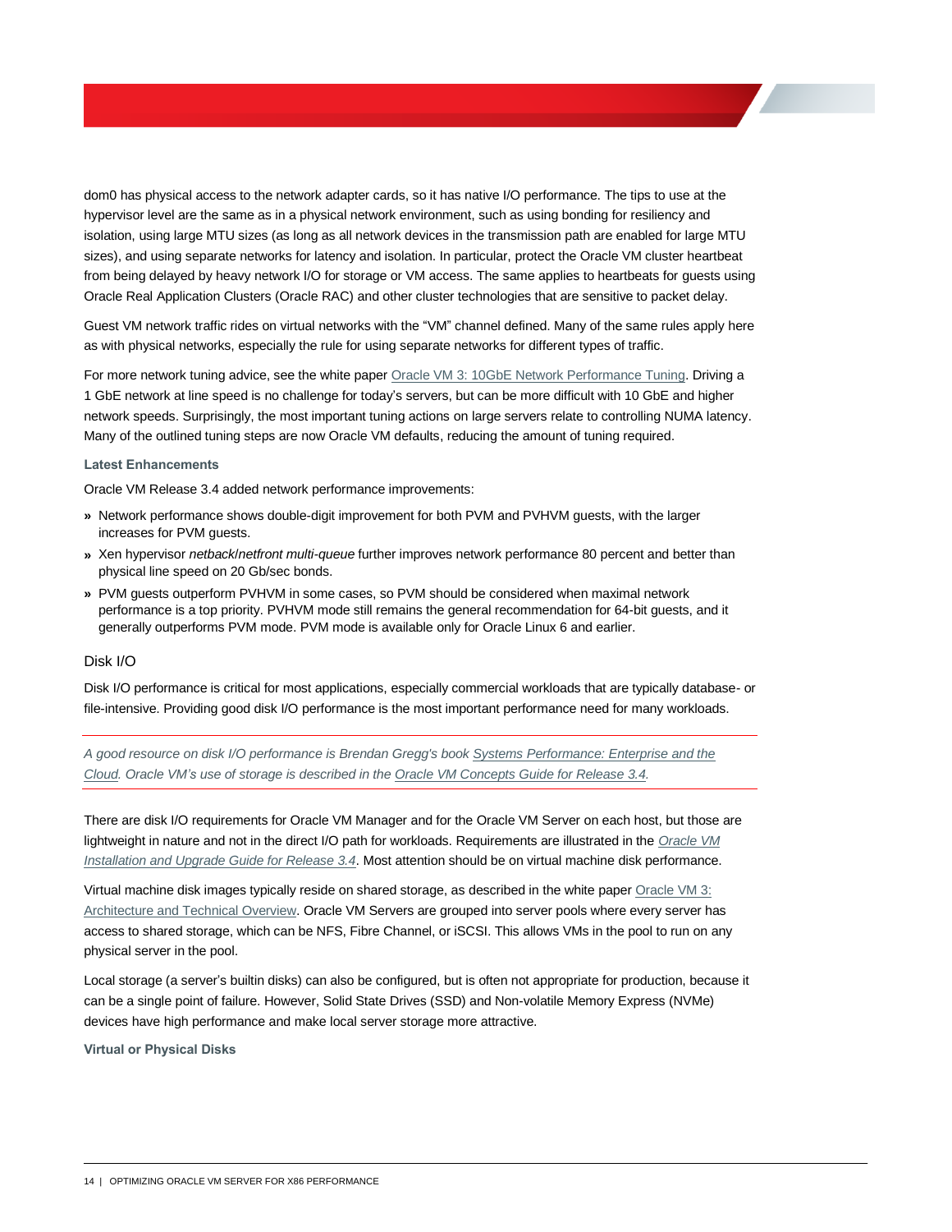dom0 has physical access to the network adapter cards, so it has native I/O performance. The tips to use at the hypervisor level are the same as in a physical network environment, such as using bonding for resiliency and isolation, using large MTU sizes (as long as all network devices in the transmission path are enabled for large MTU sizes), and using separate networks for latency and isolation. In particular, protect the Oracle VM cluster heartbeat from being delayed by heavy network I/O for storage or VM access. The same applies to heartbeats for guests using Oracle Real Application Clusters (Oracle RAC) and other cluster technologies that are sensitive to packet delay.

Guest VM network traffic rides on virtual networks with the "VM" channel defined. Many of the same rules apply here as with physical networks, especially the rule for using separate networks for different types of traffic.

For more network tuning advice, see the white paper Oracle VM 3: 10GbE Network Performance Tuning. Driving a 1 GbE network at line speed is no challenge for today's servers, but can be more difficult with 10 GbE and higher network speeds. Surprisingly, the most important tuning actions on large servers relate to controlling NUMA latency. Many of the outlined tuning steps are now Oracle VM defaults, reducing the amount of tuning required.

#### Latest Enhancements

Oracle VM Release 3.4 added network performance improvements:

- Network performance shows double-digit improvement for both PVM and PVHVM guests, with the larger increases for PVM guests.
- Xen hypervisor *netback*/*netfront multi-queue* further improves network performance 80 percent and better than physical line speed on 20 Gb/sec bonds.
- PVM guests outperform PVHVM in some cases, so PVM should be considered when maximal network performance is a top priority. PVHVM mode still remains the general recommendation for 64-bit guests, and it generally outperforms PVM mode. PVM mode is available only for Oracle Linux 6 and earlier.

### Disk I/O

Disk I/O performance is critical for most applications, especially commercial workloads that are typically database- or file-intensive. Providing good disk I/O performance is the most important performance need for many workloads.

*A good resource on disk I/O performance is Brendan Gregg's book Systems Performance: Enterprise and the Cloud. Oracle VM's use of storage is described in the Oracle VM Concepts Guide for Release 3.4.*

There are disk I/O requirements for Oracle VM Manager and for the Oracle VM Server on each host, but those are lightweight in nature and not in the direct I/O path for workloads. Requirements are illustrated in the *Oracle VM Installation and Upgrade Guide for Release 3.4*. Most attention should be on virtual machine disk performance.

Virtual machine disk images typically reside on shared storage, as described in the white paper Oracle VM 3: Architecture and Technical Overview. Oracle VM Servers are grouped into server pools where every server has access to shared storage, which can be NFS, Fibre Channel, or iSCSI. This allows VMs in the pool to run on any physical server in the pool.

Local storage (a server's builtin disks) can also be configured, but is often not appropriate for production, because it can be a single point of failure. However, Solid State Drives (SSD) and Non-volatile Memory Express (NVMe) devices have high performance and make local server storage more attractive.

#### Virtual or Physical Disks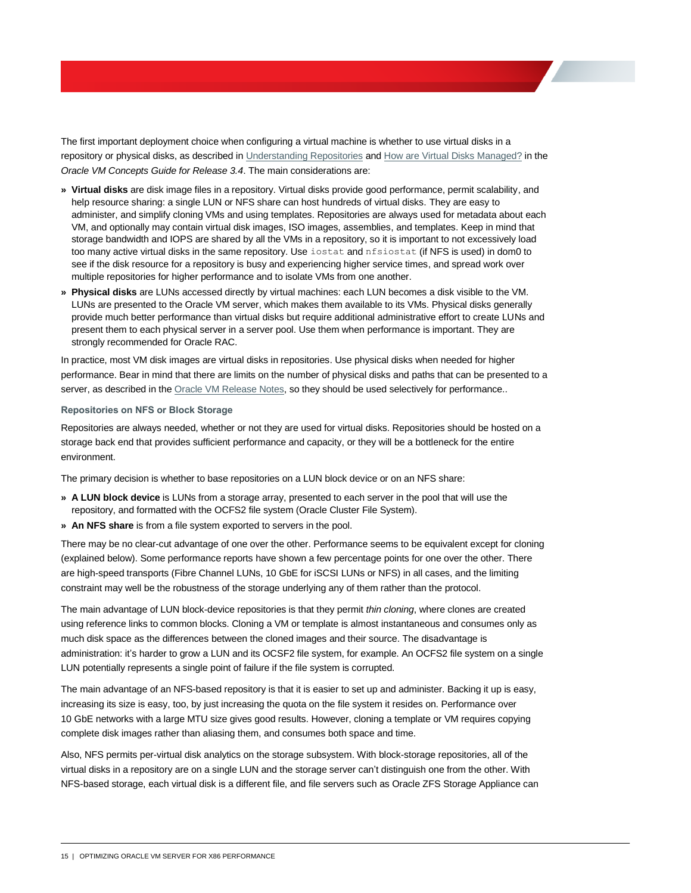The first important deployment choice when configuring a virtual machine is whether to use virtual disks in a repository or physical disks, as described in Understanding Repositories and How are Virtual Disks Managed? in the *Oracle VM Concepts Guide for Release 3.4*. The main considerations are:

- **Virtual disks** are disk image files in a repository. Virtual disks provide good performance, permit scalability, and help resource sharing: a single LUN or NFS share can host hundreds of virtual disks. They are easy to administer, and simplify cloning VMs and using templates. Repositories are always used for metadata about each VM, and optionally may contain virtual disk images, ISO images, assemblies, and templates. Keep in mind that storage bandwidth and IOPS are shared by all the VMs in a repository, so it is important to not excessively load too many active virtual disks in the same repository. Use `iostat` and `nfsiostat` (if NFS is used) in dom0 to see if the disk resource for a repository is busy and experiencing higher service times, and spread work over multiple repositories for higher performance and to isolate VMs from one another.
- **Physical disks** are LUNs accessed directly by virtual machines: each LUN becomes a disk visible to the VM. LUNs are presented to the Oracle VM server, which makes them available to its VMs. Physical disks generally provide much better performance than virtual disks but require additional administrative effort to create LUNs and present them to each physical server in a server pool. Use them when performance is important. They are strongly recommended for Oracle RAC.

In practice, most VM disk images are virtual disks in repositories. Use physical disks when needed for higher performance. Bear in mind that there are limits on the number of physical disks and paths that can be presented to a server, as described in the Oracle VM Release Notes, so they should be used selectively for performance..

### Repositories on NFS or Block Storage

Repositories are always needed, whether or not they are used for virtual disks. Repositories should be hosted on a storage back end that provides sufficient performance and capacity, or they will be a bottleneck for the entire environment.

The primary decision is whether to base repositories on a LUN block device or on an NFS share:

- **A LUN block device** is LUNs from a storage array, presented to each server in the pool that will use the repository, and formatted with the OCFS2 file system (Oracle Cluster File System).
- **An NFS share** is from a file system exported to servers in the pool.

There may be no clear-cut advantage of one over the other. Performance seems to be equivalent except for cloning (explained below). Some performance reports have shown a few percentage points for one over the other. There are high-speed transports (Fibre Channel LUNs, 10 GbE for iSCSI LUNs or NFS) in all cases, and the limiting constraint may well be the robustness of the storage underlying any of them rather than the protocol.

The main advantage of LUN block-device repositories is that they permit *thin cloning*, where clones are created using reference links to common blocks. Cloning a VM or template is almost instantaneous and consumes only as much disk space as the differences between the cloned images and their source. The disadvantage is administration: it's harder to grow a LUN and its OCSF2 file system, for example. An OCFS2 file system on a single LUN potentially represents a single point of failure if the file system is corrupted.

The main advantage of an NFS-based repository is that it is easier to set up and administer. Backing it up is easy, increasing its size is easy, too, by just increasing the quota on the file system it resides on. Performance over 10 GbE networks with a large MTU size gives good results. However, cloning a template or VM requires copying complete disk images rather than aliasing them, and consumes both space and time.

Also, NFS permits per-virtual disk analytics on the storage subsystem. With block-storage repositories, all of the virtual disks in a repository are on a single LUN and the storage server can't distinguish one from the other. With NFS-based storage, each virtual disk is a different file, and file servers such as Oracle ZFS Storage Appliance can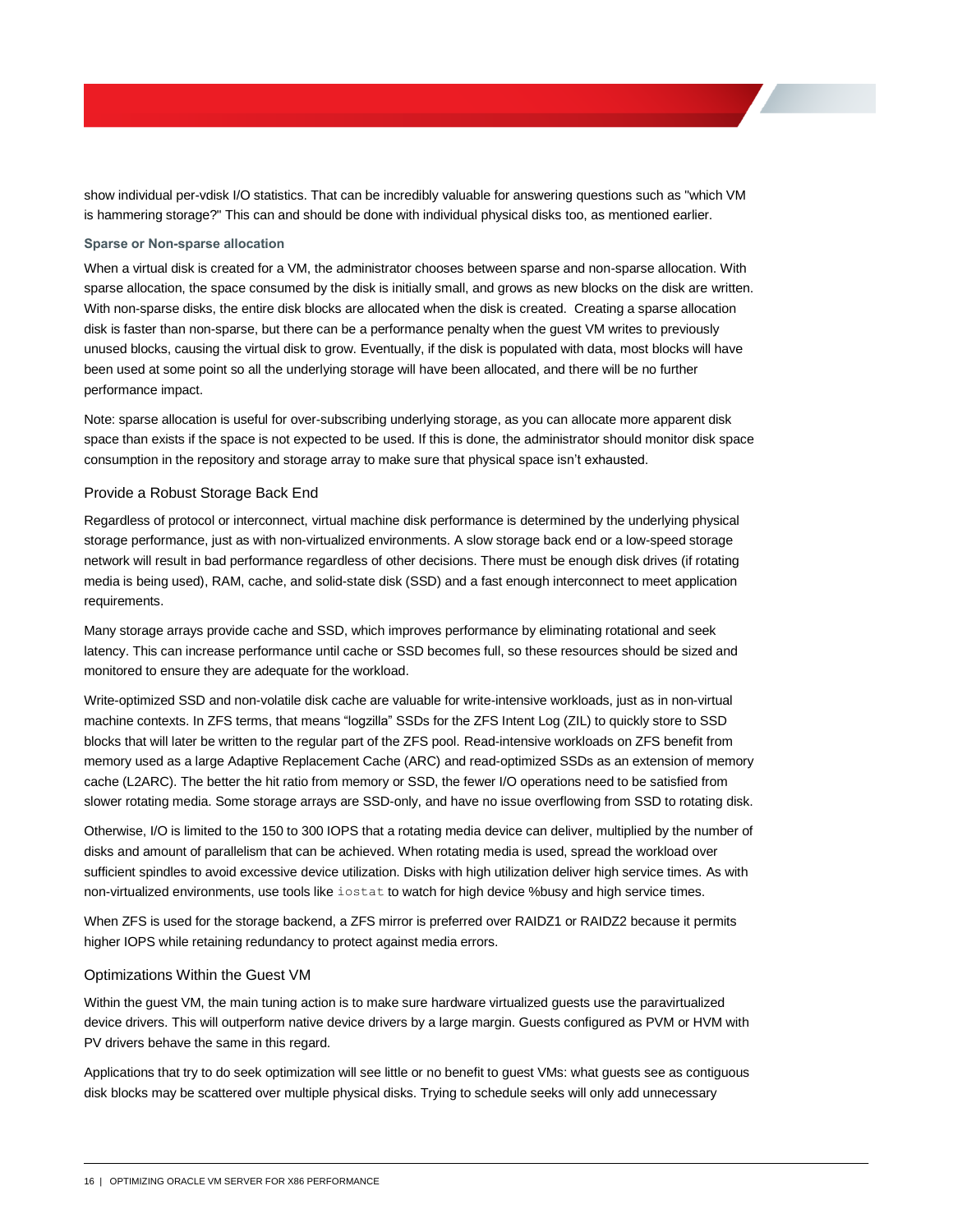show individual per-vdisk I/O statistics. That can be incredibly valuable for answering questions such as "which VM is hammering storage?" This can and should be done with individual physical disks too, as mentioned earlier.

#### Sparse or Non-sparse allocation

When a virtual disk is created for a VM, the administrator chooses between sparse and non-sparse allocation. With sparse allocation, the space consumed by the disk is initially small, and grows as new blocks on the disk are written. With non-sparse disks, the entire disk blocks are allocated when the disk is created. Creating a sparse allocation disk is faster than non-sparse, but there can be a performance penalty when the guest VM writes to previously unused blocks, causing the virtual disk to grow. Eventually, if the disk is populated with data, most blocks will have been used at some point so all the underlying storage will have been allocated, and there will be no further performance impact.

Note: sparse allocation is useful for over-subscribing underlying storage, as you can allocate more apparent disk space than exists if the space is not expected to be used. If this is done, the administrator should monitor disk space consumption in the repository and storage array to make sure that physical space isn't exhausted.

### Provide a Robust Storage Back End

Regardless of protocol or interconnect, virtual machine disk performance is determined by the underlying physical storage performance, just as with non-virtualized environments. A slow storage back end or a low-speed storage network will result in bad performance regardless of other decisions. There must be enough disk drives (if rotating media is being used), RAM, cache, and solid-state disk (SSD) and a fast enough interconnect to meet application requirements.

Many storage arrays provide cache and SSD, which improves performance by eliminating rotational and seek latency. This can increase performance until cache or SSD becomes full, so these resources should be sized and monitored to ensure they are adequate for the workload.

Write-optimized SSD and non-volatile disk cache are valuable for write-intensive workloads, just as in non-virtual machine contexts. In ZFS terms, that means "logzilla" SSDs for the ZFS Intent Log (ZIL) to quickly store to SSD blocks that will later be written to the regular part of the ZFS pool. Read-intensive workloads on ZFS benefit from memory used as a large Adaptive Replacement Cache (ARC) and read-optimized SSDs as an extension of memory cache (L2ARC). The better the hit ratio from memory or SSD, the fewer I/O operations need to be satisfied from slower rotating media. Some storage arrays are SSD-only, and have no issue overflowing from SSD to rotating disk.

Otherwise, I/O is limited to the 150 to 300 IOPS that a rotating media device can deliver, multiplied by the number of disks and amount of parallelism that can be achieved. When rotating media is used, spread the workload over sufficient spindles to avoid excessive device utilization. Disks with high utilization deliver high service times. As with non-virtualized environments, use tools like `iostat` to watch for high device %busy and high service times.

When ZFS is used for the storage backend, a ZFS mirror is preferred over RAIDZ1 or RAIDZ2 because it permits higher IOPS while retaining redundancy to protect against media errors.

### Optimizations Within the Guest VM

Within the guest VM, the main tuning action is to make sure hardware virtualized guests use the paravirtualized device drivers. This will outperform native device drivers by a large margin. Guests configured as PVM or HVM with PV drivers behave the same in this regard.

Applications that try to do seek optimization will see little or no benefit to guest VMs: what guests see as contiguous disk blocks may be scattered over multiple physical disks. Trying to schedule seeks will only add unnecessary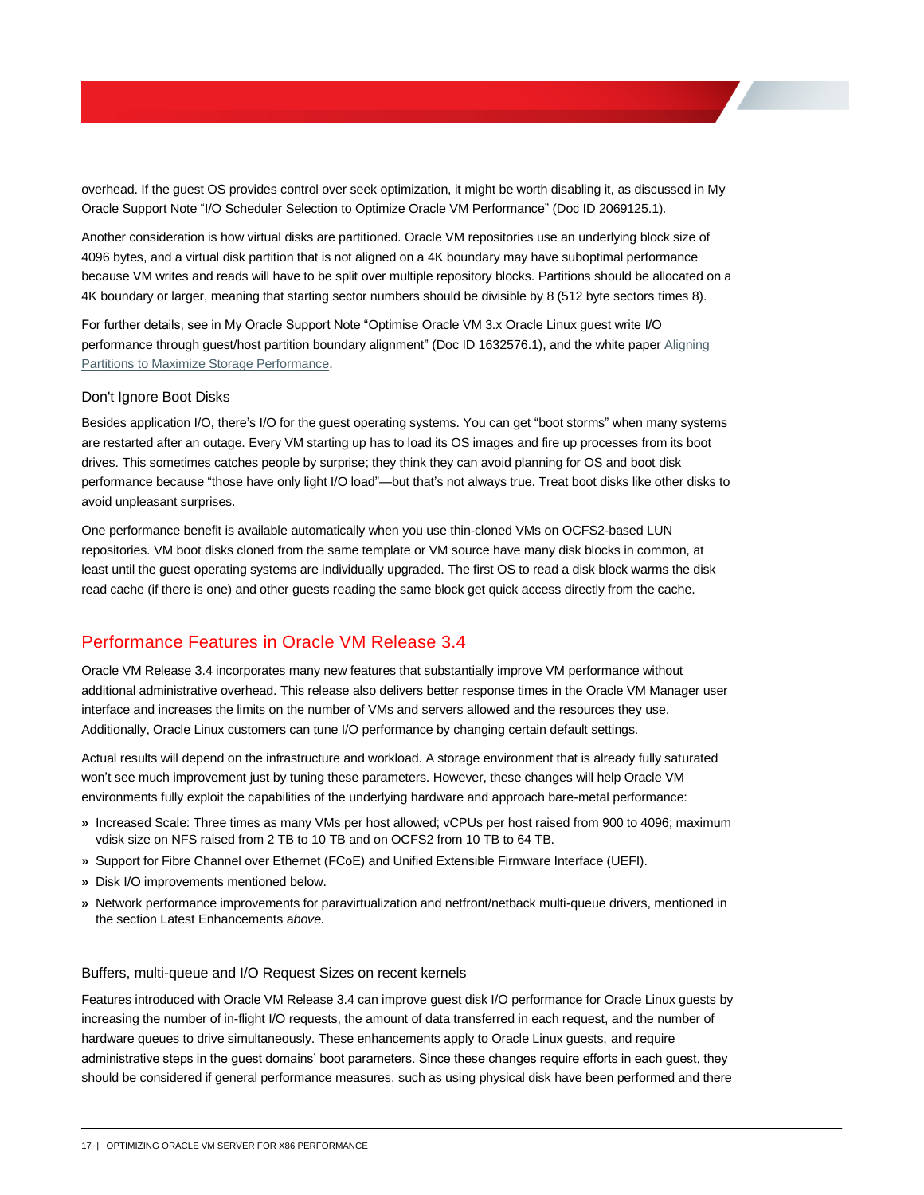overhead. If the guest OS provides control over seek optimization, it might be worth disabling it, as discussed in My Oracle Support Note "I/O Scheduler Selection to Optimize Oracle VM Performance" (Doc ID 2069125.1).

Another consideration is how virtual disks are partitioned. Oracle VM repositories use an underlying block size of 4096 bytes, and a virtual disk partition that is not aligned on a 4K boundary may have suboptimal performance because VM writes and reads will have to be split over multiple repository blocks. Partitions should be allocated on a 4K boundary or larger, meaning that starting sector numbers should be divisible by 8 (512 byte sectors times 8).

For further details, see in My Oracle Support Note "Optimise Oracle VM 3.x Oracle Linux guest write I/O performance through guest/host partition boundary alignment" (Doc ID 1632576.1), and the white paper Aligning Partitions to Maximize Storage Performance.

### Don't Ignore Boot Disks

Besides application I/O, there's I/O for the guest operating systems. You can get "boot storms" when many systems are restarted after an outage. Every VM starting up has to load its OS images and fire up processes from its boot drives. This sometimes catches people by surprise; they think they can avoid planning for OS and boot disk performance because "those have only light I/O load"—but that's not always true. Treat boot disks like other disks to avoid unpleasant surprises.

One performance benefit is available automatically when you use thin-cloned VMs on OCFS2-based LUN repositories. VM boot disks cloned from the same template or VM source have many disk blocks in common, at least until the guest operating systems are individually upgraded. The first OS to read a disk block warms the disk read cache (if there is one) and other guests reading the same block get quick access directly from the cache.

## Performance Features in Oracle VM Release 3.4

Oracle VM Release 3.4 incorporates many new features that substantially improve VM performance without additional administrative overhead. This release also delivers better response times in the Oracle VM Manager user interface and increases the limits on the number of VMs and servers allowed and the resources they use. Additionally, Oracle Linux customers can tune I/O performance by changing certain default settings.

Actual results will depend on the infrastructure and workload. A storage environment that is already fully saturated won't see much improvement just by tuning these parameters. However, these changes will help Oracle VM environments fully exploit the capabilities of the underlying hardware and approach bare-metal performance:

- Increased Scale: Three times as many VMs per host allowed; vCPUs per host raised from 900 to 4096; maximum vdisk size on NFS raised from 2 TB to 10 TB and on OCFS2 from 10 TB to 64 TB.
- Support for Fibre Channel over Ethernet (FCoE) and Unified Extensible Firmware Interface (UEFI).
- Disk I/O improvements mentioned below.
- Network performance improvements for paravirtualization and netfront/netback multi-queue drivers, mentioned in the section Latest Enhancements *above.*

### Buffers, multi-queue and I/O Request Sizes on recent kernels

Features introduced with Oracle VM Release 3.4 can improve guest disk I/O performance for Oracle Linux guests by increasing the number of in-flight I/O requests, the amount of data transferred in each request, and the number of hardware queues to drive simultaneously. These enhancements apply to Oracle Linux guests, and require administrative steps in the guest domains' boot parameters. Since these changes require efforts in each guest, they should be considered if general performance measures, such as using physical disk have been performed and there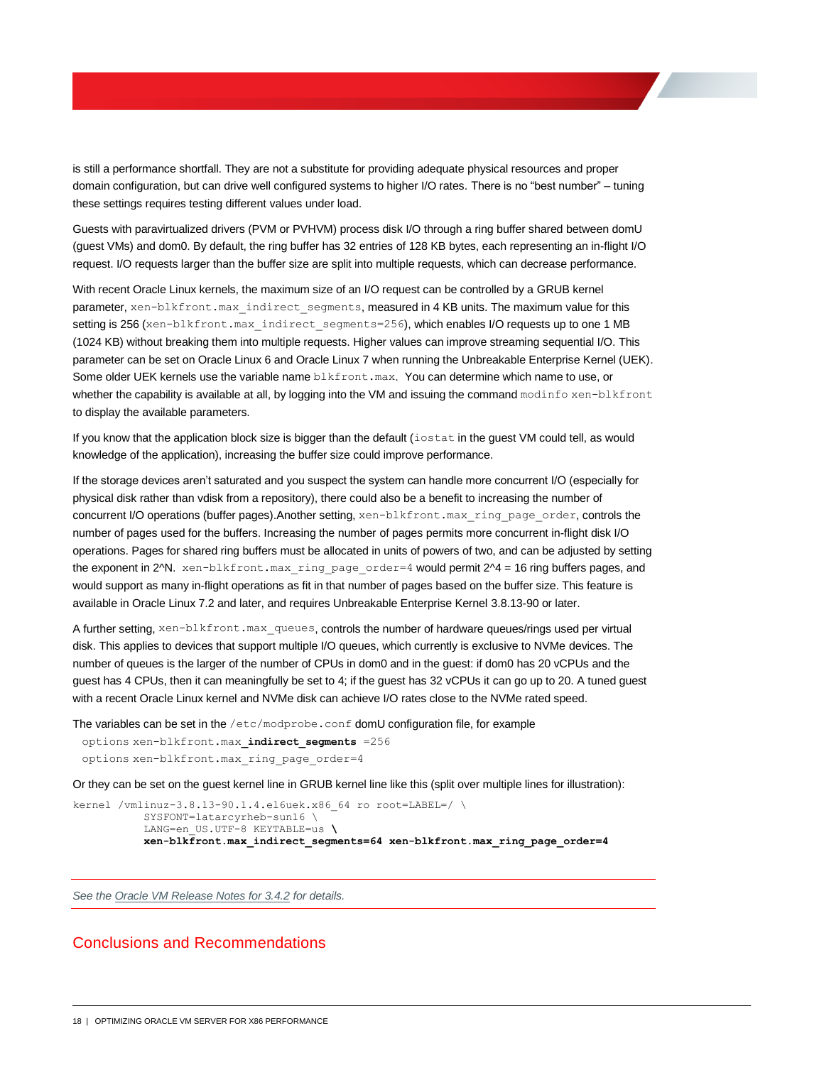is still a performance shortfall. They are not a substitute for providing adequate physical resources and proper domain configuration, but can drive well configured systems to higher I/O rates. There is no “best number” – tuning these settings requires testing different values under load.

Guests with paravirtualized drivers (PVM or PVHVM) process disk I/O through a ring buffer shared between domU (guest VMs) and dom0. By default, the ring buffer has 32 entries of 128 KB bytes, each representing an in-flight I/O request. I/O requests larger than the buffer size are split into multiple requests, which can decrease performance.

With recent Oracle Linux kernels, the maximum size of an I/O request can be controlled by a GRUB kernel parameter, `xen-blkfront.max_indirect_segments`, measured in 4 KB units. The maximum value for this setting is 256 (`xen-blkfront.max_indirect_segments=256`), which enables I/O requests up to one 1 MB (1024 KB) without breaking them into multiple requests. Higher values can improve streaming sequential I/O. This parameter can be set on Oracle Linux 6 and Oracle Linux 7 when running the Unbreakable Enterprise Kernel (UEK). Some older UEK kernels use the variable name `blkfront.max`. You can determine which name to use, or whether the capability is available at all, by logging into the VM and issuing the command `modinfo xen-blkfront` to display the available parameters.

If you know that the application block size is bigger than the default (`iostat` in the guest VM could tell, as would knowledge of the application), increasing the buffer size could improve performance.

If the storage devices aren’t saturated and you suspect the system can handle more concurrent I/O (especially for physical disk rather than vdisk from a repository), there could also be a benefit to increasing the number of concurrent I/O operations (buffer pages).Another setting, `xen-blkfront.max_ring_page_order`, controls the number of pages used for the buffers. Increasing the number of pages permits more concurrent in-flight disk I/O operations. Pages for shared ring buffers must be allocated in units of powers of two, and can be adjusted by setting the exponent in 2^N. `xen-blkfront.max_ring_page_order=4` would permit 2^4 = 16 ring buffers pages, and would support as many in-flight operations as fit in that number of pages based on the buffer size. This feature is available in Oracle Linux 7.2 and later, and requires Unbreakable Enterprise Kernel 3.8.13-90 or later.

A further setting, `xen-blkfront.max_queues`, controls the number of hardware queues/rings used per virtual disk. This applies to devices that support multiple I/O queues, which currently is exclusive to NVMe devices. The number of queues is the larger of the number of CPUs in dom0 and in the guest: if dom0 has 20 vCPUs and the guest has 4 CPUs, then it can meaningfully be set to 4; if the guest has 32 vCPUs it can go up to 20. A tuned guest with a recent Oracle Linux kernel and NVMe disk can achieve I/O rates close to the NVMe rated speed.

The variables can be set in the `/etc/modprobe.conf` domU configuration file, for example

```
options xen-blkfront.max_indirect_segments =256
options xen-blkfront.max_ring_page_order=4
```

Or they can be set on the guest kernel line in GRUB kernel line like this (split over multiple lines for illustration):

```
kernel /vmlinuz-3.8.13-90.1.4.el6uek.x86_64 ro root=LABEL=/ \
          SYSFONT=latarcyrheb-sun16 \
          LANG=en_US.UTF-8 KEYTABLE=us \
          xen-blkfront.max_indirect_segments=64 xen-blkfront.max_ring_page_order=4
```

*See the Oracle VM Release Notes for 3.4.2 for details.*

## Conclusions and Recommendations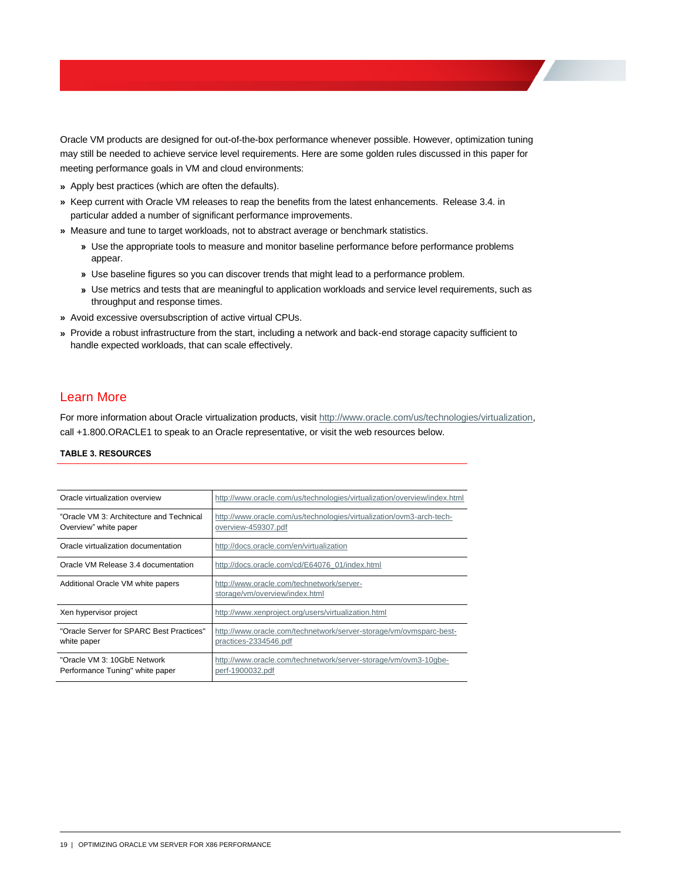Oracle VM products are designed for out-of-the-box performance whenever possible. However, optimization tuning may still be needed to achieve service level requirements. Here are some golden rules discussed in this paper for meeting performance goals in VM and cloud environments:

- Apply best practices (which are often the defaults).
- Keep current with Oracle VM releases to reap the benefits from the latest enhancements. Release 3.4. in particular added a number of significant performance improvements.
- Measure and tune to target workloads, not to abstract average or benchmark statistics.
  - Use the appropriate tools to measure and monitor baseline performance before performance problems appear.
  - Use baseline figures so you can discover trends that might lead to a performance problem.
  - Use metrics and tests that are meaningful to application workloads and service level requirements, such as throughput and response times.
- Avoid excessive oversubscription of active virtual CPUs.
- Provide a robust infrastructure from the start, including a network and back-end storage capacity sufficient to handle expected workloads, that can scale effectively.

## Learn More

For more information about Oracle virtualization products, visit http://www.oracle.com/us/technologies/virtualization, call +1.800.ORACLE1 to speak to an Oracle representative, or visit the web resources below.

**TABLE 3. RESOURCES**

| | |
|---|---|
| Oracle virtualization overview | http://www.oracle.com/us/technologies/virtualization/overview/index.html |
| "Oracle VM 3: Architecture and Technical Overview" white paper | http://www.oracle.com/us/technologies/virtualization/ovm3-arch-tech-overview-459307.pdf |
| Oracle virtualization documentation | http://docs.oracle.com/en/virtualization |
| Oracle VM Release 3.4 documentation | http://docs.oracle.com/cd/E64076_01/index.html |
| Additional Oracle VM white papers | http://www.oracle.com/technetwork/server-storage/vm/overview/index.html |
| Xen hypervisor project | http://www.xenproject.org/users/virtualization.html |
| "Oracle Server for SPARC Best Practices" white paper | http://www.oracle.com/technetwork/server-storage/vm/ovmsparc-best-practices-2334546.pdf |
| "Oracle VM 3: 10GbE Network Performance Tuning" white paper | http://www.oracle.com/technetwork/server-storage/vm/ovm3-10gbe-perf-1900032.pdf |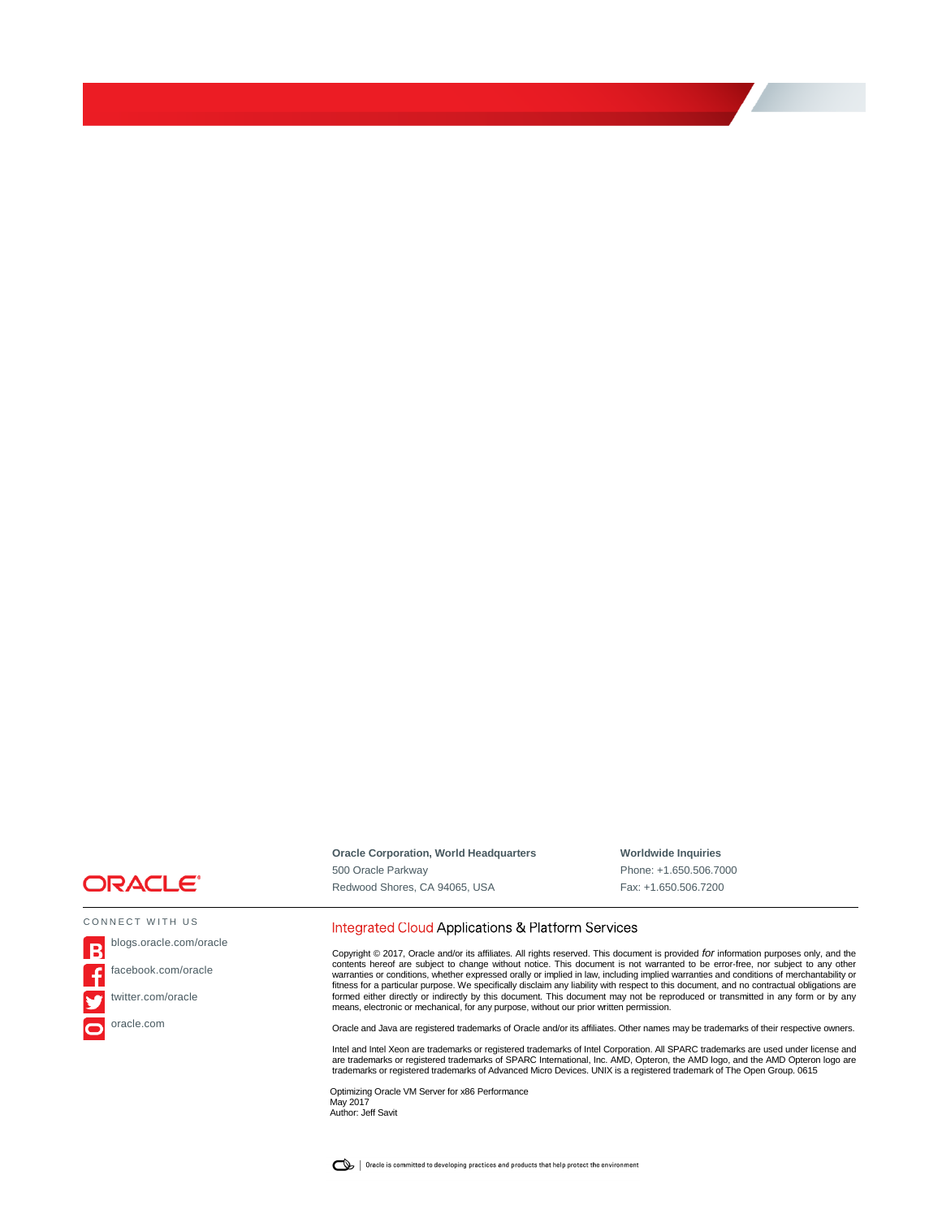ORACLE

**Oracle Corporation, World Headquarters**
500 Oracle Parkway
Redwood Shores, CA 94065, USA

**Worldwide Inquiries**
Phone: +1.650.506.7000
Fax: +1.650.506.7200

CONNECT WITH US

blogs.oracle.com/oracle

facebook.com/oracle

twitter.com/oracle

oracle.com

Integrated Cloud Applications & Platform Services

Copyright © 2017, Oracle and/or its affiliates. All rights reserved. This document is provided *for* information purposes only, and the contents hereof are subject to change without notice. This document is not warranted to be error-free, nor subject to any other warranties or conditions, whether expressed orally or implied in law, including implied warranties and conditions of merchantability or fitness for a particular purpose. We specifically disclaim any liability with respect to this document, and no contractual obligations are formed either directly or indirectly by this document. This document may not be reproduced or transmitted in any form or by any means, electronic or mechanical, for any purpose, without our prior written permission.

Oracle and Java are registered trademarks of Oracle and/or its affiliates. Other names may be trademarks of their respective owners.

Intel and Intel Xeon are trademarks or registered trademarks of Intel Corporation. All SPARC trademarks are used under license and are trademarks or registered trademarks of SPARC International, Inc. AMD, Opteron, the AMD logo, and the AMD Opteron logo are trademarks or registered trademarks of Advanced Micro Devices. UNIX is a registered trademark of The Open Group. 0615

Optimizing Oracle VM Server for x86 Performance
May 2017
Author: Jeff Savit

Oracle is committed to developing practices and products that help protect the environment